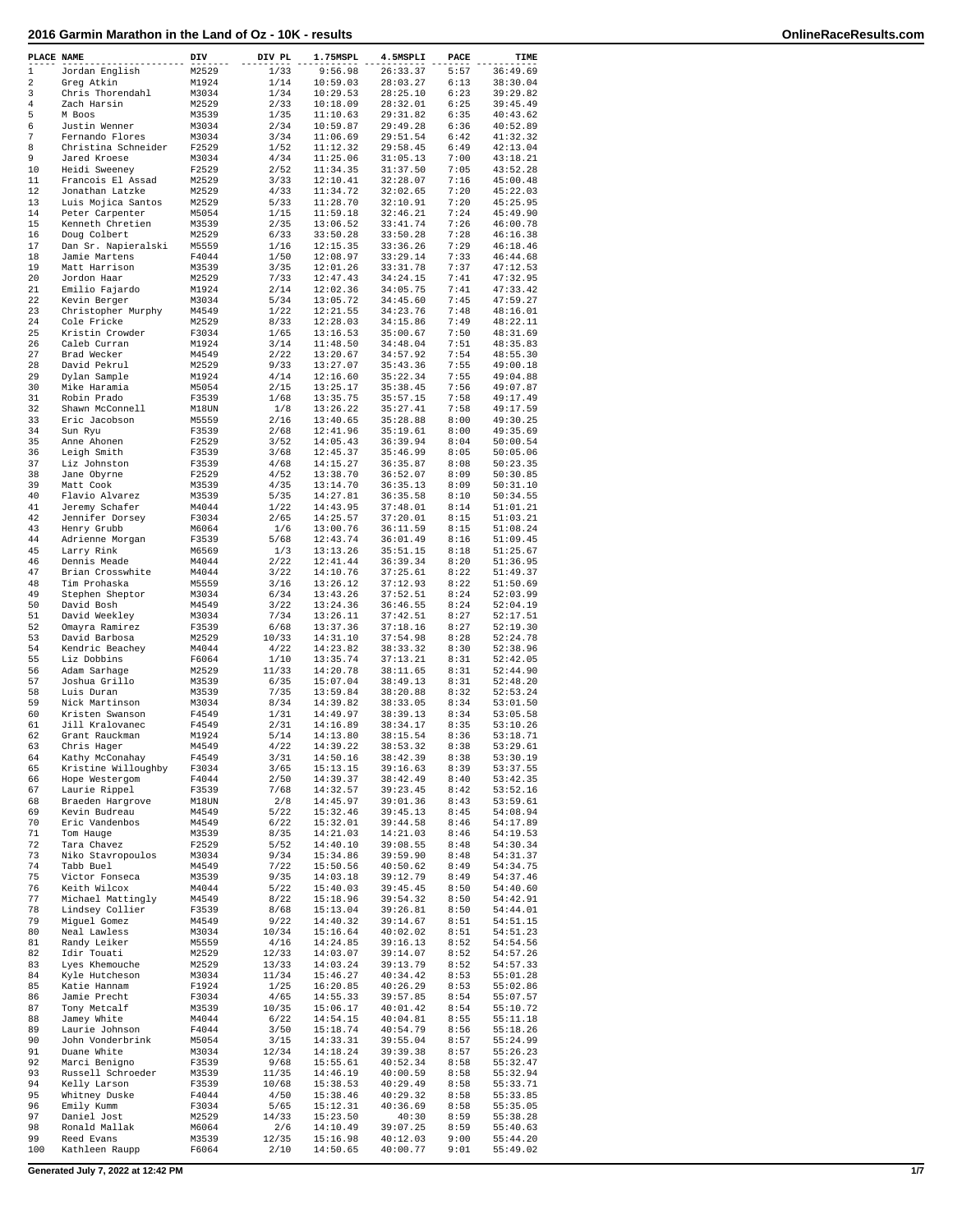# 2016 Garmin Marathon in the Land of Oz - 10K - results

| PLACE | NAME | DIV | DIV PL | 1.75MSPL | 4.5MSPLI | PACE | TIME |
|---|---|---|---|---|---|---|---|
| 1 | Jordan English | M2529 | 1/33 | 9:56.98 | 26:33.37 | 5:57 | 36:49.69 |
| 2 | Greg Atkin | M1924 | 1/14 | 10:59.03 | 28:03.27 | 6:13 | 38:30.04 |
| 3 | Chris Thorendahl | M3034 | 1/34 | 10:29.53 | 28:25.10 | 6:23 | 39:29.82 |
| 4 | Zach Harsin | M2529 | 2/33 | 10:18.09 | 28:32.01 | 6:25 | 39:45.49 |
| 5 | M Boos | M3539 | 1/35 | 11:10.63 | 29:31.82 | 6:35 | 40:43.62 |
| 6 | Justin Wenner | M3034 | 2/34 | 10:59.87 | 29:49.28 | 6:36 | 40:52.89 |
| 7 | Fernando Flores | M3034 | 3/34 | 11:06.69 | 29:51.54 | 6:42 | 41:32.32 |
| 8 | Christina Schneider | F2529 | 1/52 | 11:12.32 | 29:58.45 | 6:49 | 42:13.04 |
| 9 | Jared Kroese | M3034 | 4/34 | 11:25.06 | 31:05.13 | 7:00 | 43:18.21 |
| 10 | Heidi Sweeney | F2529 | 2/52 | 11:34.35 | 31:37.50 | 7:05 | 43:52.28 |
| 11 | Francois El Assad | M2529 | 3/33 | 12:10.41 | 32:28.07 | 7:16 | 45:00.48 |
| 12 | Jonathan Latzke | M2529 | 4/33 | 11:34.72 | 32:02.65 | 7:20 | 45:22.03 |
| 13 | Luis Mojica Santos | M2529 | 5/33 | 11:28.70 | 32:10.91 | 7:20 | 45:25.95 |
| 14 | Peter Carpenter | M5054 | 1/15 | 11:59.18 | 32:46.21 | 7:24 | 45:49.90 |
| 15 | Kenneth Chretien | M3539 | 2/35 | 13:06.52 | 33:41.74 | 7:26 | 46:00.78 |
| 16 | Doug Colbert | M2529 | 6/33 | 33:50.28 | 33:50.28 | 7:28 | 46:16.38 |
| 17 | Dan Sr. Napieralski | M5559 | 1/16 | 12:15.35 | 33:36.26 | 7:29 | 46:18.46 |
| 18 | Jamie Martens | F4044 | 1/50 | 12:08.97 | 33:29.14 | 7:33 | 46:44.68 |
| 19 | Matt Harrison | M3539 | 3/35 | 12:01.26 | 33:31.78 | 7:37 | 47:12.53 |
| 20 | Jordon Haar | M2529 | 7/33 | 12:47.43 | 34:24.15 | 7:41 | 47:32.95 |
| 21 | Emilio Fajardo | M1924 | 2/14 | 12:02.36 | 34:05.75 | 7:41 | 47:33.42 |
| 22 | Kevin Berger | M3034 | 5/34 | 13:05.72 | 34:45.60 | 7:45 | 47:59.27 |
| 23 | Christopher Murphy | M4549 | 1/22 | 12:21.55 | 34:23.76 | 7:48 | 48:16.01 |
| 24 | Cole Fricke | M2529 | 8/33 | 12:28.03 | 34:15.86 | 7:49 | 48:22.11 |
| 25 | Kristin Crowder | F3034 | 1/65 | 13:16.53 | 35:00.67 | 7:50 | 48:31.69 |
| 26 | Caleb Curran | M1924 | 3/14 | 11:48.50 | 34:48.04 | 7:51 | 48:35.83 |
| 27 | Brad Wecker | M4549 | 2/22 | 13:20.67 | 34:57.92 | 7:54 | 48:55.30 |
| 28 | David Pekrul | M2529 | 9/33 | 13:27.07 | 35:43.36 | 7:55 | 49:00.18 |
| 29 | Dylan Sample | M1924 | 4/14 | 12:16.60 | 35:22.34 | 7:55 | 49:04.88 |
| 30 | Mike Haramia | M5054 | 2/15 | 13:25.17 | 35:38.45 | 7:56 | 49:07.87 |
| 31 | Robin Prado | F3539 | 1/68 | 13:35.75 | 35:57.15 | 7:58 | 49:17.49 |
| 32 | Shawn McConnell | M18UN | 1/8 | 13:26.22 | 35:27.41 | 7:58 | 49:17.59 |
| 33 | Eric Jacobson | M5559 | 2/16 | 13:40.65 | 35:28.88 | 8:00 | 49:30.25 |
| 34 | Sun Ryu | F3539 | 2/68 | 12:41.96 | 35:19.61 | 8:00 | 49:35.69 |
| 35 | Anne Ahonen | F2529 | 3/52 | 14:05.43 | 36:39.94 | 8:04 | 50:00.54 |
| 36 | Leigh Smith | F3539 | 3/68 | 12:45.37 | 35:46.99 | 8:05 | 50:05.06 |
| 37 | Liz Johnston | F3539 | 4/68 | 14:15.27 | 36:35.87 | 8:08 | 50:23.35 |
| 38 | Jane Obyrne | F2529 | 4/52 | 13:38.70 | 36:52.07 | 8:09 | 50:30.85 |
| 39 | Matt Cook | M3539 | 4/35 | 13:14.70 | 36:35.13 | 8:09 | 50:31.10 |
| 40 | Flavio Alvarez | M3539 | 5/35 | 14:27.81 | 36:35.58 | 8:10 | 50:34.55 |
| 41 | Jeremy Schafer | M4044 | 1/22 | 14:43.95 | 37:48.01 | 8:14 | 51:01.21 |
| 42 | Jennifer Dorsey | F3034 | 2/65 | 14:25.57 | 37:20.01 | 8:15 | 51:03.21 |
| 43 | Henry Grubb | M6064 | 1/6 | 13:00.76 | 36:11.59 | 8:15 | 51:08.24 |
| 44 | Adrienne Morgan | F3539 | 5/68 | 12:43.74 | 36:01.49 | 8:16 | 51:09.45 |
| 45 | Larry Rink | M6569 | 1/3 | 13:13.26 | 35:51.15 | 8:18 | 51:25.67 |
| 46 | Dennis Meade | M4044 | 2/22 | 12:41.44 | 36:39.34 | 8:20 | 51:36.95 |
| 47 | Brian Crosswhite | M4044 | 3/22 | 14:10.76 | 37:25.61 | 8:22 | 51:49.37 |
| 48 | Tim Prohaska | M5559 | 3/16 | 13:26.12 | 37:12.93 | 8:22 | 51:50.69 |
| 49 | Stephen Sheptor | M3034 | 6/34 | 13:43.26 | 37:52.51 | 8:24 | 52:03.99 |
| 50 | David Bosh | M4549 | 3/22 | 13:24.36 | 36:46.55 | 8:24 | 52:04.19 |
| 51 | David Weekley | M3034 | 7/34 | 13:26.11 | 37:42.51 | 8:27 | 52:17.51 |
| 52 | Omayra Ramirez | F3539 | 6/68 | 13:37.36 | 37:18.16 | 8:27 | 52:19.30 |
| 53 | David Barbosa | M2529 | 10/33 | 14:31.10 | 37:54.98 | 8:28 | 52:24.78 |
| 54 | Kendric Beachey | M4044 | 4/22 | 14:23.82 | 38:33.32 | 8:30 | 52:38.96 |
| 55 | Liz Dobbins | F6064 | 1/10 | 13:35.74 | 37:13.21 | 8:31 | 52:42.05 |
| 56 | Adam Sarhage | M2529 | 11/33 | 14:20.78 | 38:11.65 | 8:31 | 52:44.90 |
| 57 | Joshua Grillo | M3539 | 6/35 | 15:07.04 | 38:49.13 | 8:31 | 52:48.20 |
| 58 | Luis Duran | M3539 | 7/35 | 13:59.84 | 38:20.88 | 8:32 | 52:53.24 |
| 59 | Nick Martinson | M3034 | 8/34 | 14:39.82 | 38:33.05 | 8:34 | 53:01.50 |
| 60 | Kristen Swanson | F4549 | 1/31 | 14:49.97 | 38:39.13 | 8:34 | 53:05.58 |
| 61 | Jill Kralovanec | F4549 | 2/31 | 14:16.89 | 38:34.17 | 8:35 | 53:10.26 |
| 62 | Grant Rauckman | M1924 | 5/14 | 14:13.80 | 38:15.54 | 8:36 | 53:18.71 |
| 63 | Chris Hager | M4549 | 4/22 | 14:39.22 | 38:53.32 | 8:38 | 53:29.61 |
| 64 | Kathy McConahay | F4549 | 3/31 | 14:50.16 | 38:42.39 | 8:38 | 53:30.19 |
| 65 | Kristine Willoughby | F3034 | 3/65 | 15:13.15 | 39:16.63 | 8:39 | 53:37.55 |
| 66 | Hope Westergom | F4044 | 2/50 | 14:39.37 | 38:42.49 | 8:40 | 53:42.35 |
| 67 | Laurie Rippel | F3539 | 7/68 | 14:32.57 | 39:23.45 | 8:42 | 53:52.16 |
| 68 | Braeden Hargrove | M18UN | 2/8 | 14:45.97 | 39:01.36 | 8:43 | 53:59.61 |
| 69 | Kevin Budreau | M4549 | 5/22 | 15:32.46 | 39:45.13 | 8:45 | 54:08.94 |
| 70 | Eric Vandenbos | M4549 | 6/22 | 15:32.01 | 39:44.58 | 8:46 | 54:17.89 |
| 71 | Tom Hauge | M3539 | 8/35 | 14:21.03 | 14:21.03 | 8:46 | 54:19.53 |
| 72 | Tara Chavez | F2529 | 5/52 | 14:40.10 | 39:08.55 | 8:48 | 54:30.34 |
| 73 | Niko Stavropoulos | M3034 | 9/34 | 15:34.86 | 39:59.90 | 8:48 | 54:31.37 |
| 74 | Tabb Buel | M4549 | 7/22 | 15:50.56 | 40:50.62 | 8:49 | 54:34.75 |
| 75 | Victor Fonseca | M3539 | 9/35 | 14:03.18 | 39:12.79 | 8:49 | 54:37.46 |
| 76 | Keith Wilcox | M4044 | 5/22 | 15:40.03 | 39:45.45 | 8:50 | 54:40.60 |
| 77 | Michael Mattingly | M4549 | 8/22 | 15:18.96 | 39:54.32 | 8:50 | 54:42.91 |
| 78 | Lindsey Collier | F3539 | 8/68 | 15:13.04 | 39:26.81 | 8:50 | 54:44.01 |
| 79 | Miguel Gomez | M4549 | 9/22 | 14:40.32 | 39:14.67 | 8:51 | 54:51.15 |
| 80 | Neal Lawless | M3034 | 10/34 | 15:16.64 | 40:02.02 | 8:51 | 54:51.23 |
| 81 | Randy Leiker | M5559 | 4/16 | 14:24.85 | 39:16.13 | 8:52 | 54:54.56 |
| 82 | Idir Touati | M2529 | 12/33 | 14:03.07 | 39:14.07 | 8:52 | 54:57.26 |
| 83 | Lyes Khemouche | M2529 | 13/33 | 14:03.24 | 39:13.79 | 8:52 | 54:57.33 |
| 84 | Kyle Hutcheson | M3034 | 11/34 | 15:46.27 | 40:34.42 | 8:53 | 55:01.28 |
| 85 | Katie Hannam | F1924 | 1/25 | 16:20.85 | 40:26.29 | 8:53 | 55:02.86 |
| 86 | Jamie Precht | F3034 | 4/65 | 14:55.33 | 39:57.85 | 8:54 | 55:07.57 |
| 87 | Tony Metcalf | M3539 | 10/35 | 15:06.17 | 40:01.42 | 8:54 | 55:10.72 |
| 88 | Jamey White | M4044 | 6/22 | 14:54.15 | 40:04.81 | 8:55 | 55:11.18 |
| 89 | Laurie Johnson | F4044 | 3/50 | 15:18.74 | 40:54.79 | 8:56 | 55:18.26 |
| 90 | John Vonderbrink | M5054 | 3/15 | 14:33.31 | 39:55.04 | 8:57 | 55:24.99 |
| 91 | Duane White | M3034 | 12/34 | 14:18.24 | 39:39.38 | 8:57 | 55:26.23 |
| 92 | Marci Benigno | F3539 | 9/68 | 15:55.61 | 40:52.34 | 8:58 | 55:32.47 |
| 93 | Russell Schroeder | M3539 | 11/35 | 14:46.19 | 40:00.59 | 8:58 | 55:32.94 |
| 94 | Kelly Larson | F3539 | 10/68 | 15:38.53 | 40:29.49 | 8:58 | 55:33.71 |
| 95 | Whitney Duske | F4044 | 4/50 | 15:38.46 | 40:29.32 | 8:58 | 55:33.85 |
| 96 | Emily Kumm | F3034 | 5/65 | 15:12.31 | 40:36.69 | 8:58 | 55:35.05 |
| 97 | Daniel Jost | M2529 | 14/33 | 15:23.50 | 40:30 | 8:59 | 55:38.28 |
| 98 | Ronald Mallak | M6064 | 2/6 | 14:10.49 | 39:07.25 | 8:59 | 55:40.63 |
| 99 | Reed Evans | M3539 | 12/35 | 15:16.98 | 40:12.03 | 9:00 | 55:44.20 |
| 100 | Kathleen Raupp | F6064 | 2/10 | 14:50.65 | 40:00.77 | 9:01 | 55:49.02 |

Generated July 7, 2022 at 12:42 PM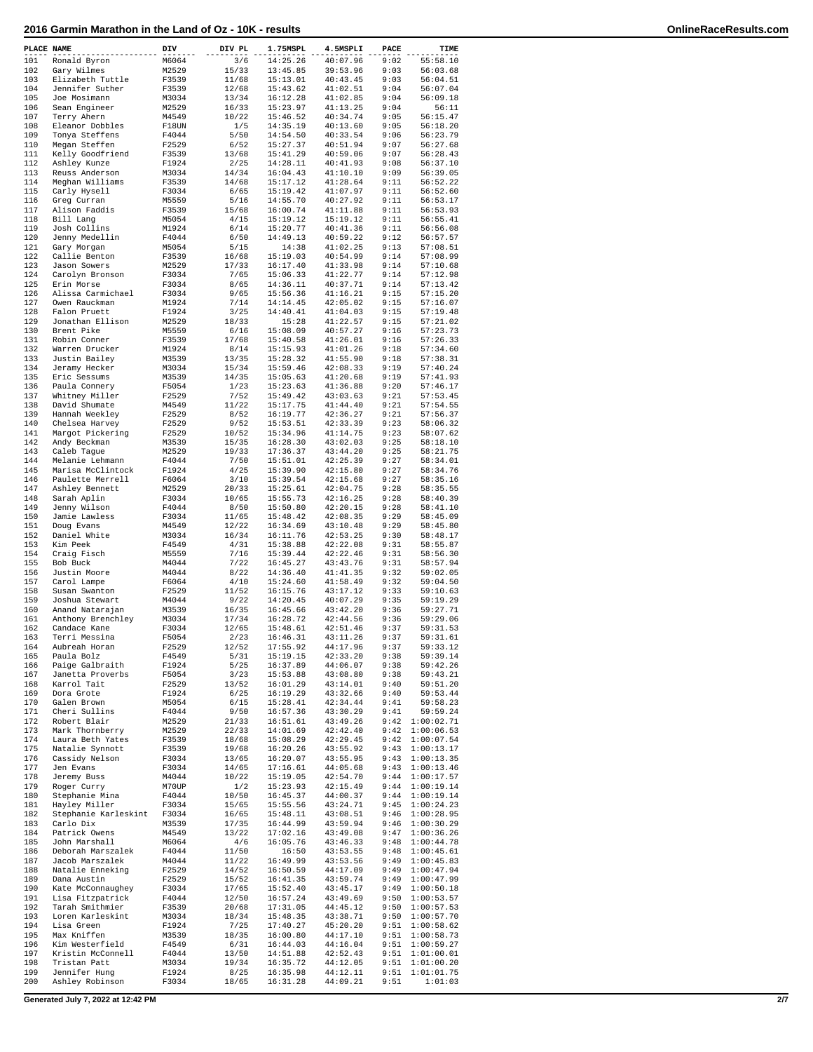# 2016 Garmin Marathon in the Land of Oz - 10K - results

| PLACE | NAME | DIV | DIV PL | 1.75MSPL | 4.5MSPLI | PACE | TIME |
|---|---|---|---|---|---|---|---|
| 101 | Ronald Byron | M6064 | 3/6 | 14:25.26 | 40:07.96 | 9:02 | 55:58.10 |
| 102 | Gary Wilmes | M2529 | 15/33 | 13:45.85 | 39:53.96 | 9:03 | 56:03.68 |
| 103 | Elizabeth Tuttle | F3539 | 11/68 | 15:13.01 | 40:43.45 | 9:03 | 56:04.51 |
| 104 | Jennifer Suther | F3539 | 12/68 | 15:43.62 | 41:02.51 | 9:04 | 56:07.04 |
| 105 | Joe Mosimann | M3034 | 13/34 | 16:12.28 | 41:02.85 | 9:04 | 56:09.18 |
| 106 | Sean Engineer | M2529 | 16/33 | 15:23.97 | 41:13.25 | 9:04 | 56:11 |
| 107 | Terry Ahern | M4549 | 10/22 | 15:46.52 | 40:34.74 | 9:05 | 56:15.47 |
| 108 | Eleanor Dobbles | F18UN | 1/5 | 14:35.19 | 40:13.60 | 9:05 | 56:18.20 |
| 109 | Tonya Steffens | F4044 | 5/50 | 14:54.50 | 40:33.54 | 9:06 | 56:23.79 |
| 110 | Megan Steffen | F2529 | 6/52 | 15:27.37 | 40:51.94 | 9:07 | 56:27.68 |
| 111 | Kelly Goodfriend | F3539 | 13/68 | 15:41.29 | 40:59.06 | 9:07 | 56:28.43 |
| 112 | Ashley Kunze | F1924 | 2/25 | 14:28.11 | 40:41.93 | 9:08 | 56:37.10 |
| 113 | Reuss Anderson | M3034 | 14/34 | 16:04.43 | 41:10.10 | 9:09 | 56:39.05 |
| 114 | Meghan Williams | F3539 | 14/68 | 15:17.12 | 41:28.64 | 9:11 | 56:52.22 |
| 115 | Carly Hysell | F3034 | 6/65 | 15:19.42 | 41:07.97 | 9:11 | 56:52.60 |
| 116 | Greg Curran | M5559 | 5/16 | 14:55.70 | 40:27.92 | 9:11 | 56:53.17 |
| 117 | Alison Faddis | F3539 | 15/68 | 16:00.74 | 41:11.88 | 9:11 | 56:53.93 |
| 118 | Bill Lang | M5054 | 4/15 | 15:19.12 | 15:19.12 | 9:11 | 56:55.41 |
| 119 | Josh Collins | M1924 | 6/14 | 15:20.77 | 40:41.36 | 9:11 | 56:56.08 |
| 120 | Jenny Medellin | F4044 | 6/50 | 14:49.13 | 40:59.22 | 9:12 | 56:57.57 |
| 121 | Gary Morgan | M5054 | 5/15 | 14:38 | 41:02.25 | 9:13 | 57:08.51 |
| 122 | Callie Benton | F3539 | 16/68 | 15:19.03 | 40:54.99 | 9:14 | 57:08.99 |
| 123 | Jason Sowers | M2529 | 17/33 | 16:17.40 | 41:33.98 | 9:14 | 57:10.68 |
| 124 | Carolyn Bronson | F3034 | 7/65 | 15:06.33 | 41:22.77 | 9:14 | 57:12.98 |
| 125 | Erin Morse | F3034 | 8/65 | 14:36.11 | 40:37.71 | 9:14 | 57:13.42 |
| 126 | Alissa Carmichael | F3034 | 9/65 | 15:56.36 | 41:16.21 | 9:15 | 57:15.20 |
| 127 | Owen Rauckman | M1924 | 7/14 | 14:14.45 | 42:05.02 | 9:15 | 57:16.07 |
| 128 | Falon Pruett | F1924 | 3/25 | 14:40.41 | 41:04.03 | 9:15 | 57:19.48 |
| 129 | Jonathan Ellison | M2529 | 18/33 | 15:28 | 41:22.57 | 9:15 | 57:21.02 |
| 130 | Brent Pike | M5559 | 6/16 | 15:08.09 | 40:57.27 | 9:16 | 57:23.73 |
| 131 | Robin Conner | F3539 | 17/68 | 15:40.58 | 41:26.01 | 9:16 | 57:26.33 |
| 132 | Warren Drucker | M1924 | 8/14 | 15:15.93 | 41:01.26 | 9:18 | 57:34.60 |
| 133 | Justin Bailey | M3539 | 13/35 | 15:28.32 | 41:55.90 | 9:18 | 57:38.31 |
| 134 | Jeramy Hecker | M3034 | 15/34 | 15:59.46 | 42:08.33 | 9:19 | 57:40.24 |
| 135 | Eric Sessums | M3539 | 14/35 | 15:05.63 | 41:20.68 | 9:19 | 57:41.93 |
| 136 | Paula Connery | F5054 | 1/23 | 15:23.63 | 41:36.88 | 9:20 | 57:46.17 |
| 137 | Whitney Miller | F2529 | 7/52 | 15:49.42 | 43:03.63 | 9:21 | 57:53.45 |
| 138 | David Shumate | M4549 | 11/22 | 15:17.75 | 41:44.40 | 9:21 | 57:54.55 |
| 139 | Hannah Weekley | F2529 | 8/52 | 16:19.77 | 42:36.27 | 9:21 | 57:56.37 |
| 140 | Chelsea Harvey | F2529 | 9/52 | 15:53.51 | 42:33.39 | 9:23 | 58:06.32 |
| 141 | Margot Pickering | F2529 | 10/52 | 15:34.96 | 41:14.75 | 9:23 | 58:07.62 |
| 142 | Andy Beckman | M3539 | 15/35 | 16:28.30 | 43:02.03 | 9:25 | 58:18.10 |
| 143 | Caleb Tague | M2529 | 19/33 | 17:36.37 | 43:44.20 | 9:25 | 58:21.75 |
| 144 | Melanie Lehmann | F4044 | 7/50 | 15:51.01 | 42:25.39 | 9:27 | 58:34.01 |
| 145 | Marisa McClintock | F1924 | 4/25 | 15:39.90 | 42:15.80 | 9:27 | 58:34.76 |
| 146 | Paulette Merrell | F6064 | 3/10 | 15:39.54 | 42:15.68 | 9:27 | 58:35.16 |
| 147 | Ashley Bennett | M2529 | 20/33 | 15:25.61 | 42:04.75 | 9:28 | 58:35.55 |
| 148 | Sarah Aplin | F3034 | 10/65 | 15:55.73 | 42:16.25 | 9:28 | 58:40.39 |
| 149 | Jenny Wilson | F4044 | 8/50 | 15:50.80 | 42:20.15 | 9:28 | 58:41.10 |
| 150 | Jamie Lawless | F3034 | 11/65 | 15:48.42 | 42:08.35 | 9:29 | 58:45.09 |
| 151 | Doug Evans | M4549 | 12/22 | 16:34.69 | 43:10.48 | 9:29 | 58:45.80 |
| 152 | Daniel White | M3034 | 16/34 | 16:11.76 | 42:53.25 | 9:30 | 58:48.17 |
| 153 | Kim Peek | F4549 | 4/31 | 15:38.88 | 42:22.08 | 9:31 | 58:55.87 |
| 154 | Craig Fisch | M5559 | 7/16 | 15:39.44 | 42:22.46 | 9:31 | 58:56.30 |
| 155 | Bob Buck | M4044 | 7/22 | 16:45.27 | 43:43.76 | 9:31 | 58:57.94 |
| 156 | Justin Moore | M4044 | 8/22 | 14:36.40 | 41:41.35 | 9:32 | 59:02.05 |
| 157 | Carol Lampe | F6064 | 4/10 | 15:24.60 | 41:58.49 | 9:32 | 59:04.50 |
| 158 | Susan Swanton | F2529 | 11/52 | 16:15.76 | 43:17.12 | 9:33 | 59:10.63 |
| 159 | Joshua Stewart | M4044 | 9/22 | 14:20.45 | 40:07.29 | 9:35 | 59:19.29 |
| 160 | Anand Natarajan | M3539 | 16/35 | 16:45.66 | 43:42.20 | 9:36 | 59:27.71 |
| 161 | Anthony Brenchley | M3034 | 17/34 | 16:28.72 | 42:44.56 | 9:36 | 59:29.06 |
| 162 | Candace Kane | F3034 | 12/65 | 15:48.61 | 42:51.46 | 9:37 | 59:31.53 |
| 163 | Terri Messina | F5054 | 2/23 | 16:46.31 | 43:11.26 | 9:37 | 59:31.61 |
| 164 | Aubreah Horan | F2529 | 12/52 | 17:55.92 | 44:17.96 | 9:37 | 59:33.12 |
| 165 | Paula Bolz | F4549 | 5/31 | 15:19.15 | 42:33.20 | 9:38 | 59:39.14 |
| 166 | Paige Galbraith | F1924 | 5/25 | 16:37.89 | 44:06.07 | 9:38 | 59:42.26 |
| 167 | Janetta Proverbs | F5054 | 3/23 | 15:53.88 | 43:08.80 | 9:38 | 59:43.21 |
| 168 | Karrol Tait | F2529 | 13/52 | 16:01.29 | 43:14.01 | 9:40 | 59:51.20 |
| 169 | Dora Grote | F1924 | 6/25 | 16:19.29 | 43:32.66 | 9:40 | 59:53.44 |
| 170 | Galen Brown | M5054 | 6/15 | 15:28.41 | 42:34.44 | 9:41 | 59:58.23 |
| 171 | Cheri Sullins | F4044 | 9/50 | 16:57.36 | 43:30.29 | 9:41 | 59:59.24 |
| 172 | Robert Blair | M2529 | 21/33 | 16:51.61 | 43:49.26 | 9:42 | 1:00:02.71 |
| 173 | Mark Thornberry | M2529 | 22/33 | 14:01.69 | 42:42.40 | 9:42 | 1:00:06.53 |
| 174 | Laura Beth Yates | F3539 | 18/68 | 15:08.29 | 42:29.45 | 9:42 | 1:00:07.54 |
| 175 | Natalie Synnott | F3539 | 19/68 | 16:20.26 | 43:55.92 | 9:43 | 1:00:13.17 |
| 176 | Cassidy Nelson | F3034 | 13/65 | 16:20.07 | 43:55.95 | 9:43 | 1:00:13.35 |
| 177 | Jen Evans | F3034 | 14/65 | 17:16.61 | 44:05.68 | 9:43 | 1:00:13.46 |
| 178 | Jeremy Buss | M4044 | 10/22 | 15:19.05 | 42:54.70 | 9:44 | 1:00:17.57 |
| 179 | Roger Curry | M70UP | 1/2 | 15:23.93 | 42:15.49 | 9:44 | 1:00:19.14 |
| 180 | Stephanie Mina | F4044 | 10/50 | 16:45.37 | 44:00.37 | 9:44 | 1:00:19.14 |
| 181 | Hayley Miller | F3034 | 15/65 | 15:55.56 | 43:24.71 | 9:45 | 1:00:24.23 |
| 182 | Stephanie Karleskint | F3034 | 16/65 | 15:48.11 | 43:08.51 | 9:46 | 1:00:28.95 |
| 183 | Carlo Dix | M3539 | 17/35 | 16:44.99 | 43:59.94 | 9:46 | 1:00:30.29 |
| 184 | Patrick Owens | M4549 | 13/22 | 17:02.16 | 43:49.08 | 9:47 | 1:00:36.26 |
| 185 | John Marshall | M6064 | 4/6 | 16:05.76 | 43:46.33 | 9:48 | 1:00:44.78 |
| 186 | Deborah Marszalek | F4044 | 11/50 | 16:50 | 43:53.55 | 9:48 | 1:00:45.61 |
| 187 | Jacob Marszalek | M4044 | 11/22 | 16:49.99 | 43:53.56 | 9:49 | 1:00:45.83 |
| 188 | Natalie Enneking | F2529 | 14/52 | 16:50.59 | 44:17.09 | 9:49 | 1:00:47.94 |
| 189 | Dana Austin | F2529 | 15/52 | 16:41.35 | 43:59.74 | 9:49 | 1:00:47.99 |
| 190 | Kate McConnaughey | F3034 | 17/65 | 15:52.40 | 43:45.17 | 9:49 | 1:00:50.18 |
| 191 | Lisa Fitzpatrick | F4044 | 12/50 | 16:57.24 | 43:49.69 | 9:50 | 1:00:53.57 |
| 192 | Tarah Smithmier | F3539 | 20/68 | 17:31.05 | 44:45.12 | 9:50 | 1:00:57.53 |
| 193 | Loren Karleskint | M3034 | 18/34 | 15:48.35 | 43:38.71 | 9:50 | 1:00:57.70 |
| 194 | Lisa Green | F1924 | 7/25 | 17:40.27 | 45:20.20 | 9:51 | 1:00:58.62 |
| 195 | Max Kniffen | M3539 | 18/35 | 16:00.80 | 44:17.10 | 9:51 | 1:00:58.73 |
| 196 | Kim Westerfield | F4549 | 6/31 | 16:44.03 | 44:16.04 | 9:51 | 1:00:59.27 |
| 197 | Kristin McConnell | F4044 | 13/50 | 14:51.88 | 42:52.43 | 9:51 | 1:01:00.01 |
| 198 | Tristan Patt | M3034 | 19/34 | 16:35.72 | 44:12.05 | 9:51 | 1:01:00.20 |
| 199 | Jennifer Hung | F1924 | 8/25 | 16:35.98 | 44:12.11 | 9:51 | 1:01:01.75 |
| 200 | Ashley Robinson | F3034 | 18/65 | 16:31.28 | 44:09.21 | 9:51 | 1:01:03 |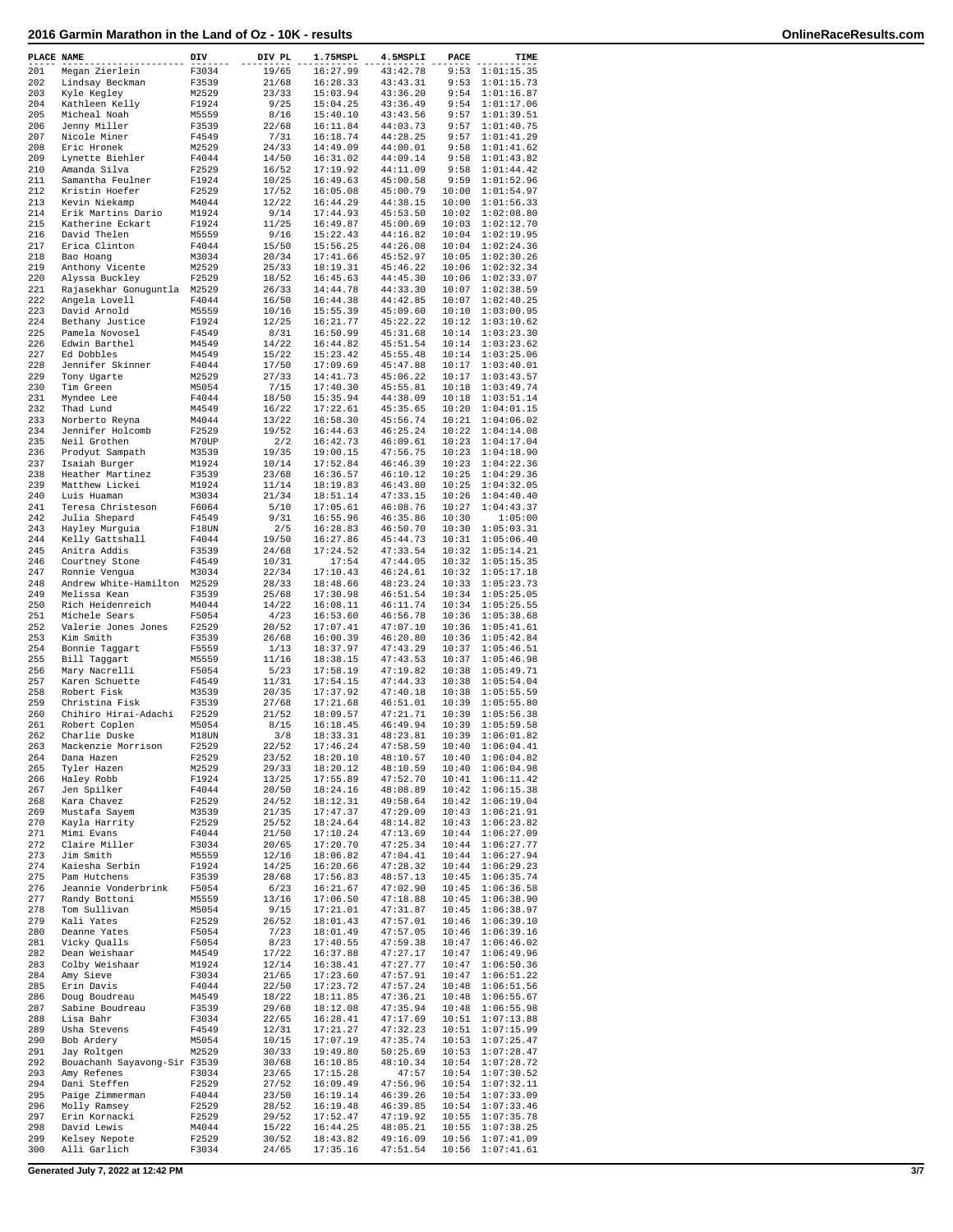# 2016 Garmin Marathon in the Land of Oz - 10K - results

| PLACE | NAME | DIV | DIV PL | 1.75MSPL | 4.5MSPLI | PACE | TIME |
|---|---|---|---|---|---|---|---|
| 201 | Megan Zierlein | F3034 | 19/65 | 16:27.99 | 43:42.78 | 9:53 | 1:01:15.35 |
| 202 | Lindsay Beckman | F3539 | 21/68 | 16:28.33 | 43:43.31 | 9:53 | 1:01:15.73 |
| 203 | Kyle Kegley | M2529 | 23/33 | 15:03.94 | 43:36.20 | 9:54 | 1:01:16.87 |
| 204 | Kathleen Kelly | F1924 | 9/25 | 15:04.25 | 43:36.49 | 9:54 | 1:01:17.06 |
| 205 | Micheal Noah | M5559 | 8/16 | 15:40.10 | 43:43.56 | 9:57 | 1:01:39.51 |
| 206 | Jenny Miller | F3539 | 22/68 | 16:11.84 | 44:03.73 | 9:57 | 1:01:40.75 |
| 207 | Nicole Miner | F4549 | 7/31 | 16:18.74 | 44:28.25 | 9:57 | 1:01:41.29 |
| 208 | Eric Hronek | M2529 | 24/33 | 14:49.09 | 44:00.01 | 9:58 | 1:01:41.62 |
| 209 | Lynette Biehler | F4044 | 14/50 | 16:31.02 | 44:09.14 | 9:58 | 1:01:43.82 |
| 210 | Amanda Silva | F2529 | 16/52 | 17:19.92 | 44:11.09 | 9:58 | 1:01:44.42 |
| 211 | Samantha Feulner | F1924 | 10/25 | 16:49.63 | 45:00.58 | 9:59 | 1:01:52.96 |
| 212 | Kristin Hoefer | F2529 | 17/52 | 16:05.08 | 45:00.79 | 10:00 | 1:01:54.97 |
| 213 | Kevin Niekamp | M4044 | 12/22 | 16:44.29 | 44:38.15 | 10:00 | 1:01:56.33 |
| 214 | Erik Martins Dario | M1924 | 9/14 | 17:44.93 | 45:53.50 | 10:02 | 1:02:08.80 |
| 215 | Katherine Eckart | F1924 | 11/25 | 16:49.87 | 45:00.69 | 10:03 | 1:02:12.70 |
| 216 | David Thelen | M5559 | 9/16 | 15:22.43 | 44:16.82 | 10:04 | 1:02:19.95 |
| 217 | Erica Clinton | F4044 | 15/50 | 15:56.25 | 44:26.08 | 10:04 | 1:02:24.36 |
| 218 | Bao Hoang | M3034 | 20/34 | 17:41.66 | 45:52.97 | 10:05 | 1:02:30.26 |
| 219 | Anthony Vicente | M2529 | 25/33 | 18:19.31 | 45:46.22 | 10:06 | 1:02:32.34 |
| 220 | Alyssa Buckley | F2529 | 18/52 | 16:45.63 | 44:45.30 | 10:06 | 1:02:33.07 |
| 221 | Rajasekhar Gonuguntla | M2529 | 26/33 | 14:44.78 | 44:33.30 | 10:07 | 1:02:38.59 |
| 222 | Angela Lovell | F4044 | 16/50 | 16:44.38 | 44:42.85 | 10:07 | 1:02:40.25 |
| 223 | David Arnold | M5559 | 10/16 | 15:55.39 | 45:09.60 | 10:10 | 1:03:00.95 |
| 224 | Bethany Justice | F1924 | 12/25 | 16:21.77 | 45:22.22 | 10:12 | 1:03:10.62 |
| 225 | Pamela Novosel | F4549 | 8/31 | 16:50.99 | 45:31.68 | 10:14 | 1:03:23.30 |
| 226 | Edwin Barthel | M4549 | 14/22 | 16:44.82 | 45:51.54 | 10:14 | 1:03:23.62 |
| 227 | Ed Dobbles | M4549 | 15/22 | 15:23.42 | 45:55.48 | 10:14 | 1:03:25.06 |
| 228 | Jennifer Skinner | F4044 | 17/50 | 17:09.69 | 45:47.88 | 10:17 | 1:03:40.01 |
| 229 | Tony Ugarte | M2529 | 27/33 | 14:41.73 | 45:06.22 | 10:17 | 1:03:43.57 |
| 230 | Tim Green | M5054 | 7/15 | 17:40.30 | 45:55.81 | 10:18 | 1:03:49.74 |
| 231 | Myndee Lee | F4044 | 18/50 | 15:35.94 | 44:38.09 | 10:18 | 1:03:51.14 |
| 232 | Thad Lund | M4549 | 16/22 | 17:22.61 | 45:35.65 | 10:20 | 1:04:01.15 |
| 233 | Norberto Reyna | M4044 | 13/22 | 16:58.30 | 45:56.74 | 10:21 | 1:04:06.02 |
| 234 | Jennifer Holcomb | F2529 | 19/52 | 16:44.63 | 46:25.24 | 10:22 | 1:04:14.08 |
| 235 | Neil Grothen | M70UP | 2/2 | 16:42.73 | 46:09.61 | 10:23 | 1:04:17.04 |
| 236 | Prodyut Sampath | M3539 | 19/35 | 19:00.15 | 47:56.75 | 10:23 | 1:04:18.90 |
| 237 | Isaiah Burger | M1924 | 10/14 | 17:52.84 | 46:46.39 | 10:23 | 1:04:22.36 |
| 238 | Heather Martinez | F3539 | 23/68 | 16:36.57 | 46:10.12 | 10:25 | 1:04:29.36 |
| 239 | Matthew Lickei | M1924 | 11/14 | 18:19.83 | 46:43.80 | 10:25 | 1:04:32.05 |
| 240 | Luis Huaman | M3034 | 21/34 | 18:51.14 | 47:33.15 | 10:26 | 1:04:40.40 |
| 241 | Teresa Christeson | F6064 | 5/10 | 17:05.61 | 46:08.76 | 10:27 | 1:04:43.37 |
| 242 | Julia Shepard | F4549 | 9/31 | 16:55.96 | 46:35.86 | 10:30 | 1:05:00 |
| 243 | Hayley Murguia | F18UN | 2/5 | 16:28.83 | 46:50.70 | 10:30 | 1:05:03.31 |
| 244 | Kelly Gattshall | F4044 | 19/50 | 16:27.86 | 45:44.73 | 10:31 | 1:05:06.40 |
| 245 | Anitra Addis | F3539 | 24/68 | 17:24.52 | 47:33.54 | 10:32 | 1:05:14.21 |
| 246 | Courtney Stone | F4549 | 10/31 | 17:54 | 47:44.05 | 10:32 | 1:05:15.35 |
| 247 | Ronnie Vengua | M3034 | 22/34 | 17:10.43 | 46:24.61 | 10:32 | 1:05:17.18 |
| 248 | Andrew White-Hamilton | M2529 | 28/33 | 18:48.66 | 48:23.24 | 10:33 | 1:05:23.73 |
| 249 | Melissa Kean | F3539 | 25/68 | 17:30.98 | 46:51.54 | 10:34 | 1:05:25.05 |
| 250 | Rich Heidenreich | M4044 | 14/22 | 16:08.11 | 46:11.74 | 10:34 | 1:05:25.55 |
| 251 | Michele Sears | F5054 | 4/23 | 16:53.60 | 46:56.78 | 10:36 | 1:05:38.68 |
| 252 | Valerie Jones Jones | F2529 | 20/52 | 17:07.41 | 47:07.10 | 10:36 | 1:05:41.61 |
| 253 | Kim Smith | F3539 | 26/68 | 16:00.39 | 46:20.80 | 10:36 | 1:05:42.84 |
| 254 | Bonnie Taggart | F5559 | 1/13 | 18:37.97 | 47:43.29 | 10:37 | 1:05:46.51 |
| 255 | Bill Taggart | M5559 | 11/16 | 18:38.15 | 47:43.53 | 10:37 | 1:05:46.98 |
| 256 | Mary Nacrelli | F5054 | 5/23 | 17:58.19 | 47:19.82 | 10:38 | 1:05:49.71 |
| 257 | Karen Schuette | F4549 | 11/31 | 17:54.15 | 47:44.33 | 10:38 | 1:05:54.04 |
| 258 | Robert Fisk | M3539 | 20/35 | 17:37.92 | 47:40.18 | 10:38 | 1:05:55.59 |
| 259 | Christina Fisk | F3539 | 27/68 | 17:21.68 | 46:51.01 | 10:39 | 1:05:55.80 |
| 260 | Chihiro Hirai-Adachi | F2529 | 21/52 | 18:09.57 | 47:21.71 | 10:39 | 1:05:56.38 |
| 261 | Robert Coplen | M5054 | 8/15 | 16:18.45 | 46:49.94 | 10:39 | 1:05:59.58 |
| 262 | Charlie Duske | M18UN | 3/8 | 18:33.31 | 48:23.81 | 10:39 | 1:06:01.82 |
| 263 | Mackenzie Morrison | F2529 | 22/52 | 17:46.24 | 47:58.59 | 10:40 | 1:06:04.41 |
| 264 | Dana Hazen | F2529 | 23/52 | 18:20.10 | 48:10.57 | 10:40 | 1:06:04.82 |
| 265 | Tyler Hazen | M2529 | 29/33 | 18:20.12 | 48:10.59 | 10:40 | 1:06:04.98 |
| 266 | Haley Robb | F1924 | 13/25 | 17:55.89 | 47:52.70 | 10:41 | 1:06:11.42 |
| 267 | Jen Spilker | F4044 | 20/50 | 18:24.16 | 48:08.89 | 10:42 | 1:06:15.38 |
| 268 | Kara Chavez | F2529 | 24/52 | 18:12.31 | 49:58.64 | 10:42 | 1:06:19.04 |
| 269 | Mustafa Sayem | M3539 | 21/35 | 17:47.37 | 47:29.09 | 10:43 | 1:06:21.91 |
| 270 | Kayla Harrity | F2529 | 25/52 | 18:24.64 | 48:14.82 | 10:43 | 1:06:23.82 |
| 271 | Mimi Evans | F4044 | 21/50 | 17:10.24 | 47:13.69 | 10:44 | 1:06:27.09 |
| 272 | Claire Miller | F3034 | 20/65 | 17:20.70 | 47:25.34 | 10:44 | 1:06:27.77 |
| 273 | Jim Smith | M5559 | 12/16 | 18:06.82 | 47:04.41 | 10:44 | 1:06:27.94 |
| 274 | Kaiesha Serbin | F1924 | 14/25 | 16:20.66 | 47:28.32 | 10:44 | 1:06:29.23 |
| 275 | Pam Hutchens | F3539 | 28/68 | 17:56.83 | 48:57.13 | 10:45 | 1:06:35.74 |
| 276 | Jeannie Vonderbrink | F5054 | 6/23 | 16:21.67 | 47:02.90 | 10:45 | 1:06:36.58 |
| 277 | Randy Bottoni | M5559 | 13/16 | 17:06.50 | 47:18.88 | 10:45 | 1:06:38.90 |
| 278 | Tom Sullivan | M5054 | 9/15 | 17:21.01 | 47:31.87 | 10:45 | 1:06:38.97 |
| 279 | Kali Yates | F2529 | 26/52 | 18:01.43 | 47:57.01 | 10:46 | 1:06:39.10 |
| 280 | Deanne Yates | F5054 | 7/23 | 18:01.49 | 47:57.05 | 10:46 | 1:06:39.16 |
| 281 | Vicky Qualls | F5054 | 8/23 | 17:40.55 | 47:59.38 | 10:47 | 1:06:46.02 |
| 282 | Dean Weishaar | M4549 | 17/22 | 16:37.88 | 47:27.17 | 10:47 | 1:06:49.96 |
| 283 | Colby Weishaar | M1924 | 12/14 | 16:38.41 | 47:27.77 | 10:47 | 1:06:50.36 |
| 284 | Amy Sieve | F3034 | 21/65 | 17:23.60 | 47:57.91 | 10:47 | 1:06:51.22 |
| 285 | Erin Davis | F4044 | 22/50 | 17:23.72 | 47:57.24 | 10:48 | 1:06:51.56 |
| 286 | Doug Boudreau | M4549 | 18/22 | 18:11.85 | 47:36.21 | 10:48 | 1:06:55.67 |
| 287 | Sabine Boudreau | F3539 | 29/68 | 18:12.08 | 47:35.94 | 10:48 | 1:06:55.98 |
| 288 | Lisa Bahr | F3034 | 22/65 | 16:28.41 | 47:17.69 | 10:51 | 1:07:13.88 |
| 289 | Usha Stevens | F4549 | 12/31 | 17:21.27 | 47:32.23 | 10:51 | 1:07:15.99 |
| 290 | Bob Ardery | M5054 | 10/15 | 17:07.19 | 47:35.74 | 10:53 | 1:07:25.47 |
| 291 | Jay Roltgen | M2529 | 30/33 | 19:49.80 | 50:25.69 | 10:53 | 1:07:28.47 |
| 292 | Bouachanh Sayavong-Sir | F3539 | 30/68 | 16:10.85 | 48:10.34 | 10:54 | 1:07:28.72 |
| 293 | Amy Refenes | F3034 | 23/65 | 17:15.28 | 47:57 | 10:54 | 1:07:30.52 |
| 294 | Dani Steffen | F2529 | 27/52 | 16:09.49 | 47:56.96 | 10:54 | 1:07:32.11 |
| 295 | Paige Zimmerman | F4044 | 23/50 | 16:19.14 | 46:39.26 | 10:54 | 1:07:33.09 |
| 296 | Molly Ramsey | F2529 | 28/52 | 16:19.48 | 46:39.85 | 10:54 | 1:07:33.46 |
| 297 | Erin Kornacki | F2529 | 29/52 | 17:52.47 | 47:19.92 | 10:55 | 1:07:35.78 |
| 298 | David Lewis | M4044 | 15/22 | 16:44.25 | 48:05.21 | 10:55 | 1:07:38.25 |
| 299 | Kelsey Nepote | F2529 | 30/52 | 18:43.82 | 49:16.09 | 10:56 | 1:07:41.09 |
| 300 | Alli Garlich | F3034 | 24/65 | 17:35.16 | 47:51.54 | 10:56 | 1:07:41.61 |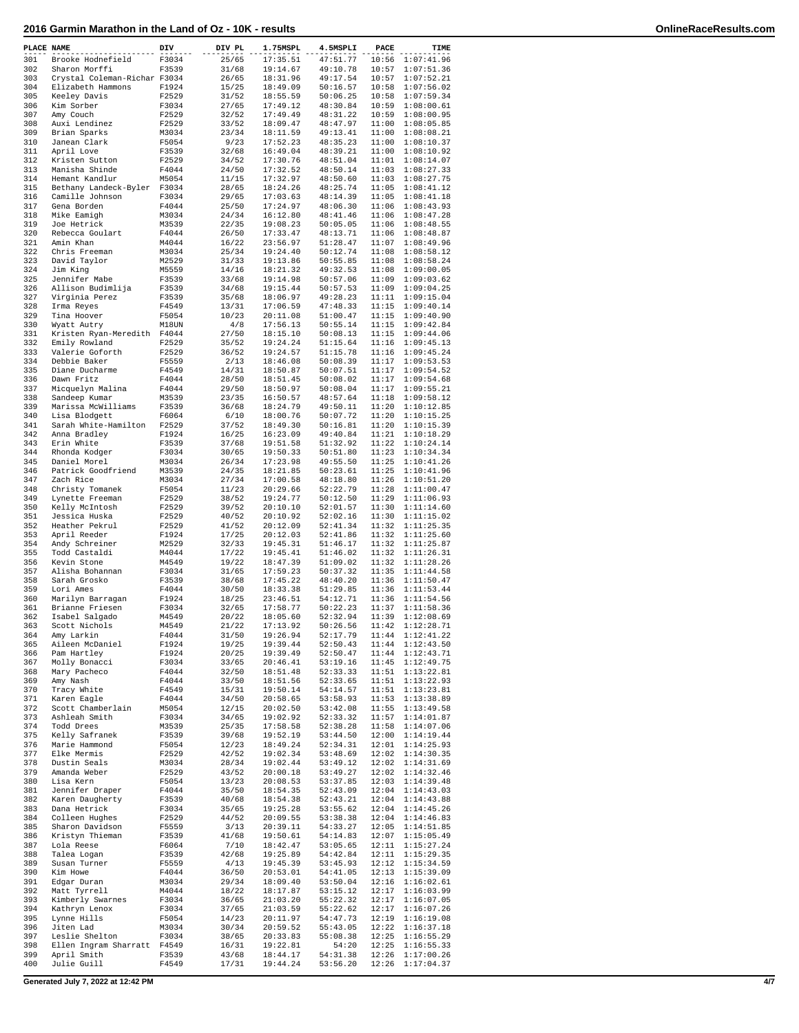# 2016 Garmin Marathon in the Land of Oz - 10K - results

| PLACE | NAME | DIV | DIV PL | 1.75MSPL | 4.5MSPLI | PACE | TIME |
|---|---|---|---|---|---|---|---|
| 301 | Brooke Hodnefield | F3034 | 25/65 | 17:35.51 | 47:51.77 | 10:56 | 1:07:41.96 |
| 302 | Sharon Morffi | F3539 | 31/68 | 19:14.67 | 49:10.78 | 10:57 | 1:07:51.36 |
| 303 | Crystal Coleman-Richar | F3034 | 26/65 | 18:31.96 | 49:17.54 | 10:57 | 1:07:52.21 |
| 304 | Elizabeth Hammons | F1924 | 15/25 | 18:49.09 | 50:16.57 | 10:58 | 1:07:56.02 |
| 305 | Keeley Davis | F2529 | 31/52 | 18:55.59 | 50:06.25 | 10:58 | 1:07:59.34 |
| 306 | Kim Sorber | F3034 | 27/65 | 17:49.12 | 48:30.84 | 10:59 | 1:08:00.61 |
| 307 | Amy Couch | F2529 | 32/52 | 17:49.49 | 48:31.22 | 10:59 | 1:08:00.95 |
| 308 | Auxi Lendinez | F2529 | 33/52 | 18:09.47 | 48:47.97 | 11:00 | 1:08:05.85 |
| 309 | Brian Sparks | M3034 | 23/34 | 18:11.59 | 49:13.41 | 11:00 | 1:08:08.21 |
| 310 | Janean Clark | F5054 | 9/23 | 17:52.23 | 48:35.23 | 11:00 | 1:08:10.37 |
| 311 | April Love | F3539 | 32/68 | 16:49.04 | 48:39.21 | 11:00 | 1:08:10.92 |
| 312 | Kristen Sutton | F2529 | 34/52 | 17:30.76 | 48:51.04 | 11:01 | 1:08:14.07 |
| 313 | Manisha Shinde | F4044 | 24/50 | 17:32.52 | 48:50.14 | 11:03 | 1:08:27.33 |
| 314 | Hemant Kandlur | M5054 | 11/15 | 17:32.97 | 48:50.60 | 11:03 | 1:08:27.75 |
| 315 | Bethany Landeck-Byler | F3034 | 28/65 | 18:24.26 | 48:25.74 | 11:05 | 1:08:41.12 |
| 316 | Camille Johnson | F3034 | 29/65 | 17:03.63 | 48:14.39 | 11:05 | 1:08:41.18 |
| 317 | Gena Borden | F4044 | 25/50 | 17:24.97 | 48:06.30 | 11:06 | 1:08:43.93 |
| 318 | Mike Eamigh | M3034 | 24/34 | 16:12.80 | 48:41.46 | 11:06 | 1:08:47.28 |
| 319 | Joe Hetrick | M3539 | 22/35 | 19:08.23 | 50:05.05 | 11:06 | 1:08:48.55 |
| 320 | Rebecca Goulart | F4044 | 26/50 | 17:33.47 | 48:13.71 | 11:06 | 1:08:48.87 |
| 321 | Amin Khan | M4044 | 16/22 | 23:56.97 | 51:28.47 | 11:07 | 1:08:49.96 |
| 322 | Chris Freeman | M3034 | 25/34 | 19:24.40 | 50:12.74 | 11:08 | 1:08:58.12 |
| 323 | David Taylor | M2529 | 31/33 | 19:13.86 | 50:55.85 | 11:08 | 1:08:58.24 |
| 324 | Jim King | M5559 | 14/16 | 18:21.32 | 49:32.53 | 11:08 | 1:09:00.05 |
| 325 | Jennifer Mabe | F3539 | 33/68 | 19:14.98 | 50:57.06 | 11:09 | 1:09:03.62 |
| 326 | Allison Budimlija | F3539 | 34/68 | 19:15.44 | 50:57.53 | 11:09 | 1:09:04.25 |
| 327 | Virginia Perez | F3539 | 35/68 | 18:06.97 | 49:28.23 | 11:11 | 1:09:15.04 |
| 328 | Irma Reyes | F4549 | 13/31 | 17:06.59 | 47:48.33 | 11:15 | 1:09:40.14 |
| 329 | Tina Hoover | F5054 | 10/23 | 20:11.08 | 51:00.47 | 11:15 | 1:09:40.90 |
| 330 | Wyatt Autry | M18UN | 4/8 | 17:56.13 | 50:55.14 | 11:15 | 1:09:42.84 |
| 331 | Kristen Ryan-Meredith | F4044 | 27/50 | 18:15.10 | 50:08.13 | 11:15 | 1:09:44.06 |
| 332 | Emily Rowland | F2529 | 35/52 | 19:24.24 | 51:15.64 | 11:16 | 1:09:45.13 |
| 333 | Valerie Goforth | F2529 | 36/52 | 19:24.57 | 51:15.78 | 11:16 | 1:09:45.24 |
| 334 | Debbie Baker | F5559 | 2/13 | 18:46.08 | 50:08.39 | 11:17 | 1:09:53.53 |
| 335 | Diane Ducharme | F4549 | 14/31 | 18:50.87 | 50:07.51 | 11:17 | 1:09:54.52 |
| 336 | Dawn Fritz | F4044 | 28/50 | 18:51.45 | 50:08.02 | 11:17 | 1:09:54.68 |
| 337 | Micquelyn Malina | F4044 | 29/50 | 18:50.97 | 50:08.04 | 11:17 | 1:09:55.21 |
| 338 | Sandeep Kumar | M3539 | 23/35 | 16:50.57 | 48:57.64 | 11:18 | 1:09:58.12 |
| 339 | Marissa McWilliams | F3539 | 36/68 | 18:24.79 | 49:50.11 | 11:20 | 1:10:12.85 |
| 340 | Lisa Blodgett | F6064 | 6/10 | 18:00.76 | 50:07.72 | 11:20 | 1:10:15.25 |
| 341 | Sarah White-Hamilton | F2529 | 37/52 | 18:49.30 | 50:16.81 | 11:20 | 1:10:15.39 |
| 342 | Anna Bradley | F1924 | 16/25 | 16:23.09 | 49:40.84 | 11:21 | 1:10:18.29 |
| 343 | Erin White | F3539 | 37/68 | 19:51.58 | 51:32.92 | 11:22 | 1:10:24.14 |
| 344 | Rhonda Kodger | F3034 | 30/65 | 19:50.33 | 50:51.80 | 11:23 | 1:10:34.34 |
| 345 | Daniel Morel | M3034 | 26/34 | 17:23.98 | 49:55.50 | 11:25 | 1:10:41.26 |
| 346 | Patrick Goodfriend | M3539 | 24/35 | 18:21.85 | 50:23.61 | 11:25 | 1:10:41.96 |
| 347 | Zach Rice | M3034 | 27/34 | 17:00.58 | 48:18.80 | 11:26 | 1:10:51.20 |
| 348 | Christy Tomanek | F5054 | 11/23 | 20:29.66 | 52:22.79 | 11:28 | 1:11:00.47 |
| 349 | Lynette Freeman | F2529 | 38/52 | 19:24.77 | 50:12.50 | 11:29 | 1:11:06.93 |
| 350 | Kelly McIntosh | F2529 | 39/52 | 20:10.10 | 52:01.57 | 11:30 | 1:11:14.60 |
| 351 | Jessica Huska | F2529 | 40/52 | 20:10.92 | 52:02.16 | 11:30 | 1:11:15.02 |
| 352 | Heather Pekrul | F2529 | 41/52 | 20:12.09 | 52:41.34 | 11:32 | 1:11:25.35 |
| 353 | April Reeder | F1924 | 17/25 | 20:12.03 | 52:41.86 | 11:32 | 1:11:25.60 |
| 354 | Andy Schreiner | M2529 | 32/33 | 19:45.31 | 51:46.17 | 11:32 | 1:11:25.87 |
| 355 | Todd Castaldi | M4044 | 17/22 | 19:45.41 | 51:46.02 | 11:32 | 1:11:26.31 |
| 356 | Kevin Stone | M4549 | 19/22 | 18:47.39 | 51:09.02 | 11:32 | 1:11:28.26 |
| 357 | Alisha Bohannan | F3034 | 31/65 | 17:59.23 | 50:37.32 | 11:35 | 1:11:44.58 |
| 358 | Sarah Grosko | F3539 | 38/68 | 17:45.22 | 48:40.20 | 11:36 | 1:11:50.47 |
| 359 | Lori Ames | F4044 | 30/50 | 18:33.38 | 51:29.85 | 11:36 | 1:11:53.44 |
| 360 | Marilyn Barragan | F1924 | 18/25 | 23:46.51 | 54:12.71 | 11:36 | 1:11:54.56 |
| 361 | Brianne Friesen | F3034 | 32/65 | 17:58.77 | 50:22.23 | 11:37 | 1:11:58.36 |
| 362 | Isabel Salgado | M4549 | 20/22 | 18:05.60 | 52:32.94 | 11:39 | 1:12:08.69 |
| 363 | Scott Nichols | M4549 | 21/22 | 17:13.92 | 50:26.56 | 11:42 | 1:12:28.71 |
| 364 | Amy Larkin | F4044 | 31/50 | 19:26.94 | 52:17.79 | 11:44 | 1:12:41.22 |
| 365 | Aileen McDaniel | F1924 | 19/25 | 19:39.44 | 52:50.43 | 11:44 | 1:12:43.50 |
| 366 | Pam Hartley | F1924 | 20/25 | 19:39.49 | 52:50.47 | 11:44 | 1:12:43.71 |
| 367 | Molly Bonacci | F3034 | 33/65 | 20:46.41 | 53:19.16 | 11:45 | 1:12:49.75 |
| 368 | Mary Pacheco | F4044 | 32/50 | 18:51.48 | 52:33.33 | 11:51 | 1:13:22.81 |
| 369 | Amy Nash | F4044 | 33/50 | 18:51.56 | 52:33.65 | 11:51 | 1:13:22.93 |
| 370 | Tracy White | F4549 | 15/31 | 19:50.14 | 54:14.57 | 11:51 | 1:13:23.81 |
| 371 | Karen Eagle | F4044 | 34/50 | 20:58.65 | 53:58.93 | 11:53 | 1:13:38.89 |
| 372 | Scott Chamberlain | M5054 | 12/15 | 20:02.50 | 53:42.08 | 11:55 | 1:13:49.58 |
| 373 | Ashleah Smith | F3034 | 34/65 | 19:02.92 | 52:33.32 | 11:57 | 1:14:01.87 |
| 374 | Todd Drees | M3539 | 25/35 | 17:58.58 | 52:38.28 | 11:58 | 1:14:07.06 |
| 375 | Kelly Safranek | F3539 | 39/68 | 19:52.19 | 53:44.50 | 12:00 | 1:14:19.44 |
| 376 | Marie Hammond | F5054 | 12/23 | 18:49.24 | 52:34.31 | 12:01 | 1:14:25.93 |
| 377 | Elke Mermis | F2529 | 42/52 | 19:02.34 | 53:48.69 | 12:02 | 1:14:30.35 |
| 378 | Dustin Seals | M3034 | 28/34 | 19:02.44 | 53:49.12 | 12:02 | 1:14:31.69 |
| 379 | Amanda Weber | F2529 | 43/52 | 20:00.18 | 53:49.27 | 12:02 | 1:14:32.46 |
| 380 | Lisa Kern | F5054 | 13/23 | 20:08.53 | 53:37.85 | 12:03 | 1:14:39.48 |
| 381 | Jennifer Draper | F4044 | 35/50 | 18:54.35 | 52:43.09 | 12:04 | 1:14:43.03 |
| 382 | Karen Daugherty | F3539 | 40/68 | 18:54.38 | 52:43.21 | 12:04 | 1:14:43.88 |
| 383 | Dana Hetrick | F3034 | 35/65 | 19:25.28 | 53:55.62 | 12:04 | 1:14:45.26 |
| 384 | Colleen Hughes | F2529 | 44/52 | 20:09.55 | 53:38.38 | 12:04 | 1:14:46.83 |
| 385 | Sharon Davidson | F5559 | 3/13 | 20:39.11 | 54:33.27 | 12:05 | 1:14:51.85 |
| 386 | Kristyn Thieman | F3539 | 41/68 | 19:50.61 | 54:14.83 | 12:07 | 1:15:05.49 |
| 387 | Lola Reese | F6064 | 7/10 | 18:42.47 | 53:05.65 | 12:11 | 1:15:27.24 |
| 388 | Talea Logan | F3539 | 42/68 | 19:25.89 | 54:42.84 | 12:11 | 1:15:29.35 |
| 389 | Susan Turner | F5559 | 4/13 | 19:45.39 | 53:45.93 | 12:12 | 1:15:34.59 |
| 390 | Kim Howe | F4044 | 36/50 | 20:53.01 | 54:41.05 | 12:13 | 1:15:39.09 |
| 391 | Edgar Duran | M3034 | 29/34 | 18:09.40 | 53:50.04 | 12:16 | 1:16:02.61 |
| 392 | Matt Tyrrell | M4044 | 18/22 | 18:17.87 | 53:15.12 | 12:17 | 1:16:03.99 |
| 393 | Kimberly Swarnes | F3034 | 36/65 | 21:03.20 | 55:22.32 | 12:17 | 1:16:07.05 |
| 394 | Kathryn Lenox | F3034 | 37/65 | 21:03.59 | 55:22.62 | 12:17 | 1:16:07.26 |
| 395 | Lynne Hills | F5054 | 14/23 | 20:11.97 | 54:47.73 | 12:19 | 1:16:19.08 |
| 396 | Jiten Lad | M3034 | 30/34 | 20:59.52 | 55:43.05 | 12:22 | 1:16:37.18 |
| 397 | Leslie Shelton | F3034 | 38/65 | 20:33.83 | 55:08.38 | 12:25 | 1:16:55.29 |
| 398 | Ellen Ingram Sharratt | F4549 | 16/31 | 19:22.81 | 54:20 | 12:25 | 1:16:55.33 |
| 399 | April Smith | F3539 | 43/68 | 18:44.17 | 54:31.38 | 12:26 | 1:17:00.26 |
| 400 | Julie Guill | F4549 | 17/31 | 19:44.24 | 53:56.20 | 12:26 | 1:17:04.37 |

Generated July 7, 2022 at 12:42 PM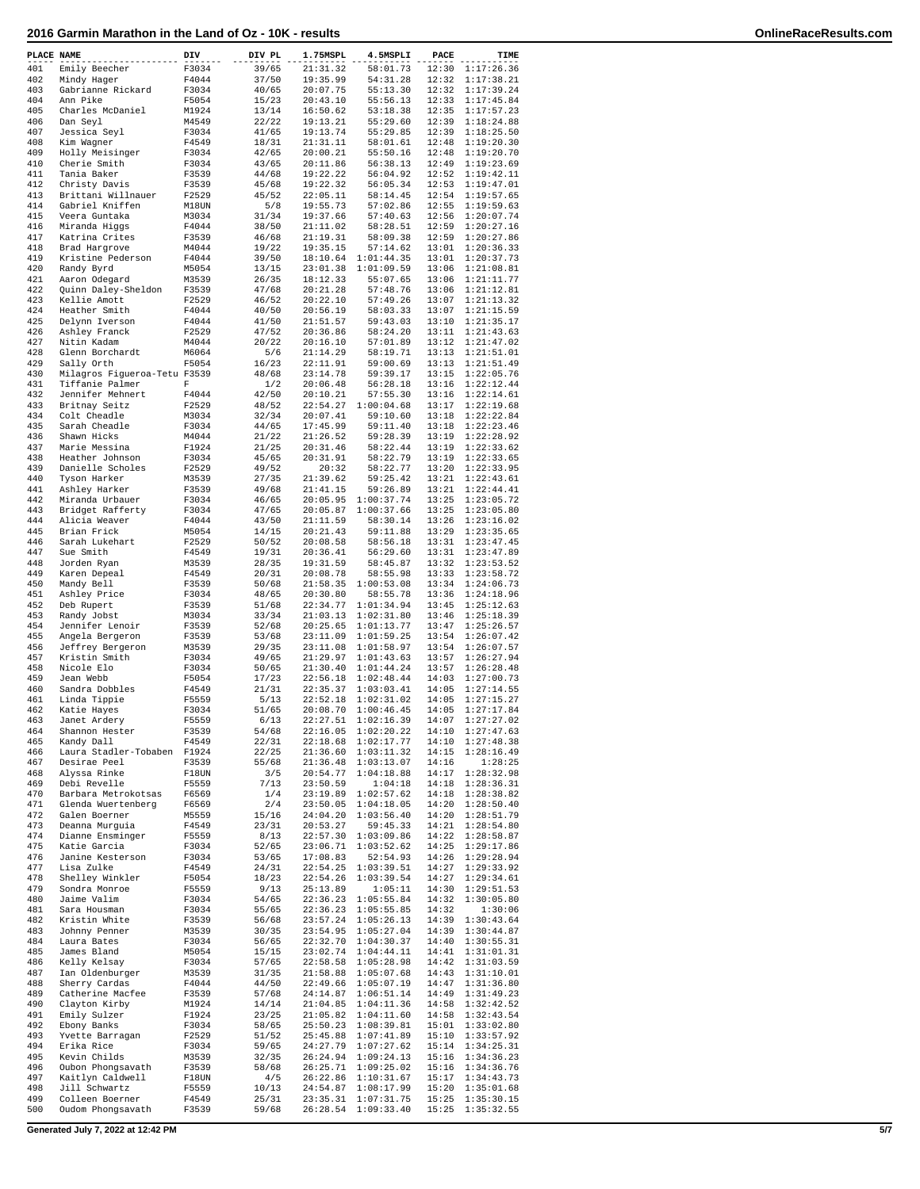# 2016 Garmin Marathon in the Land of Oz - 10K - results

| PLACE | NAME | DIV | DIV PL | 1.75MSPL | 4.5MSPLI | PACE | TIME |
|---|---|---|---|---|---|---|---|
| 401 | Emily Beecher | F3034 | 39/65 | 21:31.32 | 58:01.73 | 12:30 | 1:17:26.36 |
| 402 | Mindy Hager | F4044 | 37/50 | 19:35.99 | 54:31.28 | 12:32 | 1:17:38.21 |
| 403 | Gabrianne Rickard | F3034 | 40/65 | 20:07.75 | 55:13.30 | 12:32 | 1:17:39.24 |
| 404 | Ann Pike | F5054 | 15/23 | 20:43.10 | 55:56.13 | 12:33 | 1:17:45.84 |
| 405 | Charles McDaniel | M1924 | 13/14 | 16:50.62 | 53:18.38 | 12:35 | 1:17:57.23 |
| 406 | Dan Seyl | M4549 | 22/22 | 19:13.21 | 55:29.60 | 12:39 | 1:18:24.88 |
| 407 | Jessica Seyl | F3034 | 41/65 | 19:13.74 | 55:29.85 | 12:39 | 1:18:25.50 |
| 408 | Kim Wagner | F4549 | 18/31 | 21:31.11 | 58:01.61 | 12:48 | 1:19:20.30 |
| 409 | Holly Meisinger | F3034 | 42/65 | 20:00.21 | 55:50.16 | 12:48 | 1:19:20.70 |
| 410 | Cherie Smith | F3034 | 43/65 | 20:11.86 | 56:38.13 | 12:49 | 1:19:23.69 |
| 411 | Tania Baker | F3539 | 44/68 | 19:22.22 | 56:04.92 | 12:52 | 1:19:42.11 |
| 412 | Christy Davis | F3539 | 45/68 | 19:22.32 | 56:05.34 | 12:53 | 1:19:47.01 |
| 413 | Brittani Willnauer | F2529 | 45/52 | 22:05.11 | 58:14.45 | 12:54 | 1:19:57.65 |
| 414 | Gabriel Kniffen | M18UN | 5/8 | 19:55.73 | 57:02.86 | 12:55 | 1:19:59.63 |
| 415 | Veera Guntaka | M3034 | 31/34 | 19:37.66 | 57:40.63 | 12:56 | 1:20:07.74 |
| 416 | Miranda Higgs | F4044 | 38/50 | 21:11.02 | 58:28.51 | 12:59 | 1:20:27.16 |
| 417 | Katrina Crites | F3539 | 46/68 | 21:19.31 | 58:09.38 | 12:59 | 1:20:27.86 |
| 418 | Brad Hargrove | M4044 | 19/22 | 19:35.15 | 57:14.62 | 13:01 | 1:20:36.33 |
| 419 | Kristine Pederson | F4044 | 39/50 | 18:10.64 | 1:01:44.35 | 13:01 | 1:20:37.73 |
| 420 | Randy Byrd | M5054 | 13/15 | 23:01.38 | 1:01:09.59 | 13:06 | 1:21:08.81 |
| 421 | Aaron Odegard | M3539 | 26/35 | 18:12.33 | 55:07.65 | 13:06 | 1:21:11.77 |
| 422 | Quinn Daley-Sheldon | F3539 | 47/68 | 20:21.28 | 57:48.76 | 13:06 | 1:21:12.81 |
| 423 | Kellie Amott | F2529 | 46/52 | 20:22.10 | 57:49.26 | 13:07 | 1:21:13.32 |
| 424 | Heather Smith | F4044 | 40/50 | 20:56.19 | 58:03.33 | 13:07 | 1:21:15.59 |
| 425 | Delynn Iverson | F4044 | 41/50 | 21:51.57 | 59:43.03 | 13:10 | 1:21:35.17 |
| 426 | Ashley Franck | F2529 | 47/52 | 20:36.86 | 58:24.20 | 13:11 | 1:21:43.63 |
| 427 | Nitin Kadam | M4044 | 20/22 | 20:16.10 | 57:01.89 | 13:12 | 1:21:47.02 |
| 428 | Glenn Borchardt | M6064 | 5/6 | 21:14.29 | 58:19.71 | 13:13 | 1:21:51.01 |
| 429 | Sally Orth | F5054 | 16/23 | 22:11.91 | 59:00.69 | 13:13 | 1:21:51.49 |
| 430 | Milagros Figueroa-Tetu | F3539 | 48/68 | 23:14.78 | 59:39.17 | 13:15 | 1:22:05.76 |
| 431 | Tiffanie Palmer | F | 1/2 | 20:06.48 | 56:28.18 | 13:16 | 1:22:12.44 |
| 432 | Jennifer Mehnert | F4044 | 42/50 | 20:10.21 | 57:55.30 | 13:16 | 1:22:14.61 |
| 433 | Britnay Seitz | F2529 | 48/52 | 22:54.27 | 1:00:04.68 | 13:17 | 1:22:19.68 |
| 434 | Colt Cheadle | M3034 | 32/34 | 20:07.41 | 59:10.60 | 13:18 | 1:22:22.84 |
| 435 | Sarah Cheadle | F3034 | 44/65 | 17:45.99 | 59:11.40 | 13:18 | 1:22:23.46 |
| 436 | Shawn Hicks | M4044 | 21/22 | 21:26.52 | 59:28.39 | 13:19 | 1:22:28.92 |
| 437 | Marie Messina | F1924 | 21/25 | 20:31.46 | 58:22.44 | 13:19 | 1:22:33.62 |
| 438 | Heather Johnson | F3034 | 45/65 | 20:31.91 | 58:22.79 | 13:19 | 1:22:33.65 |
| 439 | Danielle Scholes | F2529 | 49/52 | 20:32 | 58:22.77 | 13:20 | 1:22:33.95 |
| 440 | Tyson Harker | M3539 | 27/35 | 21:39.62 | 59:25.42 | 13:21 | 1:22:43.61 |
| 441 | Ashley Harker | F3539 | 49/68 | 21:41.15 | 59:26.89 | 13:21 | 1:22:44.41 |
| 442 | Miranda Urbauer | F3034 | 46/65 | 20:05.95 | 1:00:37.74 | 13:25 | 1:23:05.72 |
| 443 | Bridget Rafferty | F3034 | 47/65 | 20:05.87 | 1:00:37.66 | 13:25 | 1:23:05.80 |
| 444 | Alicia Weaver | F4044 | 43/50 | 21:11.59 | 58:30.14 | 13:26 | 1:23:16.02 |
| 445 | Brian Frick | M5054 | 14/15 | 20:21.43 | 59:11.88 | 13:29 | 1:23:35.65 |
| 446 | Sarah Lukehart | F2529 | 50/52 | 20:08.58 | 58:56.18 | 13:31 | 1:23:47.45 |
| 447 | Sue Smith | F4549 | 19/31 | 20:36.41 | 56:29.60 | 13:31 | 1:23:47.89 |
| 448 | Jorden Ryan | M3539 | 28/35 | 19:31.59 | 58:45.87 | 13:32 | 1:23:53.52 |
| 449 | Karen Depeal | F4549 | 20/31 | 20:08.78 | 58:55.98 | 13:33 | 1:23:58.72 |
| 450 | Mandy Bell | F3539 | 50/68 | 21:58.35 | 1:00:53.08 | 13:34 | 1:24:06.73 |
| 451 | Ashley Price | F3034 | 48/65 | 20:30.80 | 58:55.78 | 13:36 | 1:24:18.96 |
| 452 | Deb Rupert | F3539 | 51/68 | 22:34.77 | 1:01:34.94 | 13:45 | 1:25:12.63 |
| 453 | Randy Jobst | M3034 | 33/34 | 21:03.13 | 1:02:31.80 | 13:46 | 1:25:18.39 |
| 454 | Jennifer Lenoir | F3539 | 52/68 | 20:25.65 | 1:01:13.77 | 13:47 | 1:25:26.57 |
| 455 | Angela Bergeron | F3539 | 53/68 | 23:11.09 | 1:01:59.25 | 13:54 | 1:26:07.42 |
| 456 | Jeffrey Bergeron | M3539 | 29/35 | 23:11.08 | 1:01:58.97 | 13:54 | 1:26:07.57 |
| 457 | Kristin Smith | F3034 | 49/65 | 21:29.97 | 1:01:43.63 | 13:57 | 1:26:27.94 |
| 458 | Nicole Elo | F3034 | 50/65 | 21:30.40 | 1:01:44.24 | 13:57 | 1:26:28.48 |
| 459 | Jean Webb | F5054 | 17/23 | 22:56.18 | 1:02:48.44 | 14:03 | 1:27:00.73 |
| 460 | Sandra Dobbles | F4549 | 21/31 | 22:35.37 | 1:03:03.41 | 14:05 | 1:27:14.55 |
| 461 | Linda Tippie | F5559 | 5/13 | 22:52.18 | 1:02:31.02 | 14:05 | 1:27:15.27 |
| 462 | Katie Hayes | F3034 | 51/65 | 20:08.70 | 1:00:46.45 | 14:05 | 1:27:17.84 |
| 463 | Janet Ardery | F5559 | 6/13 | 22:27.51 | 1:02:16.39 | 14:07 | 1:27:27.02 |
| 464 | Shannon Hester | F3539 | 54/68 | 22:16.05 | 1:02:20.22 | 14:10 | 1:27:47.63 |
| 465 | Kandy Dall | F4549 | 22/31 | 22:18.68 | 1:02:17.77 | 14:10 | 1:27:48.38 |
| 466 | Laura Stadler-Tobaben | F1924 | 22/25 | 21:36.60 | 1:03:11.32 | 14:15 | 1:28:16.49 |
| 467 | Desirae Peel | F3539 | 55/68 | 21:36.48 | 1:03:13.07 | 14:16 | 1:28:25 |
| 468 | Alyssa Rinke | F18UN | 3/5 | 20:54.77 | 1:04:18.88 | 14:17 | 1:28:32.98 |
| 469 | Debi Revelle | F5559 | 7/13 | 23:50.59 | 1:04:18 | 14:18 | 1:28:36.31 |
| 470 | Barbara Metrokotsas | F6569 | 1/4 | 23:19.89 | 1:02:57.62 | 14:18 | 1:28:38.82 |
| 471 | Glenda Wuertenberg | F6569 | 2/4 | 23:50.05 | 1:04:18.05 | 14:20 | 1:28:50.40 |
| 472 | Galen Boerner | M5559 | 15/16 | 24:04.20 | 1:03:56.40 | 14:20 | 1:28:51.79 |
| 473 | Deanna Murguia | F4549 | 23/31 | 20:53.27 | 59:45.33 | 14:21 | 1:28:54.80 |
| 474 | Dianne Ensminger | F5559 | 8/13 | 22:57.30 | 1:03:09.86 | 14:22 | 1:28:58.87 |
| 475 | Katie Garcia | F3034 | 52/65 | 23:06.71 | 1:03:52.62 | 14:25 | 1:29:17.86 |
| 476 | Janine Kesterson | F3034 | 53/65 | 17:08.83 | 52:54.93 | 14:26 | 1:29:28.94 |
| 477 | Lisa Zulke | F4549 | 24/31 | 22:54.25 | 1:03:39.51 | 14:27 | 1:29:33.92 |
| 478 | Shelley Winkler | F5054 | 18/23 | 22:54.26 | 1:03:39.54 | 14:27 | 1:29:34.61 |
| 479 | Sondra Monroe | F5559 | 9/13 | 25:13.89 | 1:05:11 | 14:30 | 1:29:51.53 |
| 480 | Jaime Valim | F3034 | 54/65 | 22:36.23 | 1:05:55.84 | 14:32 | 1:30:05.80 |
| 481 | Sara Housman | F3034 | 55/65 | 22:36.23 | 1:05:55.85 | 14:32 | 1:30:06 |
| 482 | Kristin White | F3539 | 56/68 | 23:57.24 | 1:05:26.13 | 14:39 | 1:30:43.64 |
| 483 | Johnny Penner | M3539 | 30/35 | 23:54.95 | 1:05:27.04 | 14:39 | 1:30:44.87 |
| 484 | Laura Bates | F3034 | 56/65 | 22:32.70 | 1:04:30.37 | 14:40 | 1:30:55.31 |
| 485 | James Bland | M5054 | 15/15 | 23:02.74 | 1:04:44.11 | 14:41 | 1:31:01.31 |
| 486 | Kelly Kelsay | F3034 | 57/65 | 22:58.58 | 1:05:28.98 | 14:42 | 1:31:03.59 |
| 487 | Ian Oldenburger | M3539 | 31/35 | 21:58.88 | 1:05:07.68 | 14:43 | 1:31:10.01 |
| 488 | Sherry Cardas | F4044 | 44/50 | 22:49.66 | 1:05:07.19 | 14:47 | 1:31:36.80 |
| 489 | Catherine Macfee | F3539 | 57/68 | 24:14.87 | 1:06:51.14 | 14:49 | 1:31:49.23 |
| 490 | Clayton Kirby | M1924 | 14/14 | 21:04.85 | 1:04:11.36 | 14:58 | 1:32:42.52 |
| 491 | Emily Sulzer | F1924 | 23/25 | 21:05.82 | 1:04:11.60 | 14:58 | 1:32:43.54 |
| 492 | Ebony Banks | F3034 | 58/65 | 25:50.23 | 1:08:39.81 | 15:01 | 1:33:02.80 |
| 493 | Yvette Barragan | F2529 | 51/52 | 25:45.88 | 1:07:41.89 | 15:10 | 1:33:57.92 |
| 494 | Erika Rice | F3034 | 59/65 | 24:27.79 | 1:07:27.62 | 15:14 | 1:34:25.31 |
| 495 | Kevin Childs | M3539 | 32/35 | 26:24.94 | 1:09:24.13 | 15:16 | 1:34:36.23 |
| 496 | Oubon Phongsavath | F3539 | 58/68 | 26:25.71 | 1:09:25.02 | 15:16 | 1:34:36.76 |
| 497 | Kaitlyn Caldwell | F18UN | 4/5 | 26:22.86 | 1:10:31.67 | 15:17 | 1:34:43.73 |
| 498 | Jill Schwartz | F5559 | 10/13 | 24:54.87 | 1:08:17.99 | 15:20 | 1:35:01.68 |
| 499 | Colleen Boerner | F4549 | 25/31 | 23:35.31 | 1:07:31.75 | 15:25 | 1:35:30.15 |
| 500 | Oudom Phongsavath | F3539 | 59/68 | 26:28.54 | 1:09:33.40 | 15:25 | 1:35:32.55 |

Generated July 7, 2022 at 12:42 PM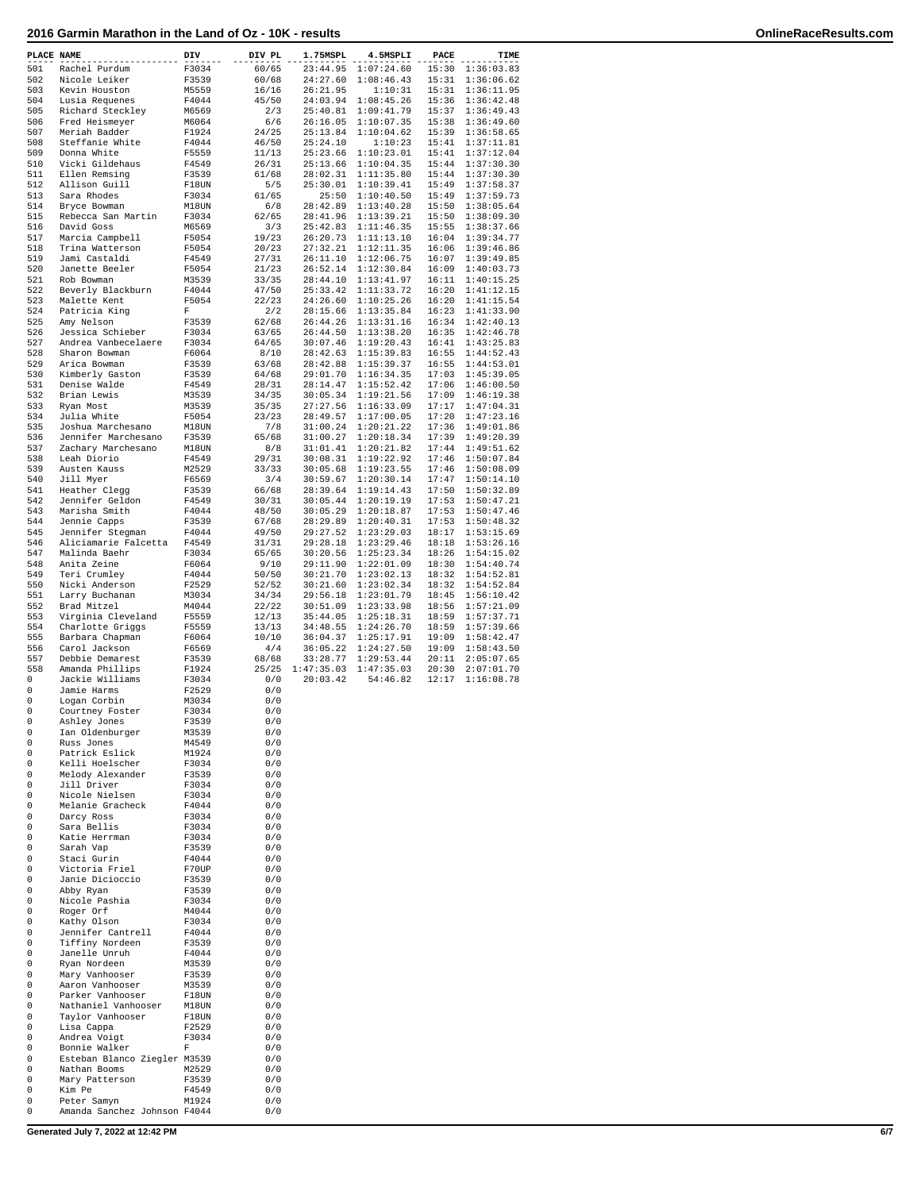## 2016 Garmin Marathon in the Land of Oz - 10K - results

| PLACE | NAME | DIV | DIV PL | 1.75MSPL | 4.5MSPLI | PACE | TIME |
|---|---|---|---|---|---|---|---|
| 501 | Rachel Purdum | F3034 | 60/65 | 23:44.95 | 1:07:24.60 | 15:30 | 1:36:03.83 |
| 502 | Nicole Leiker | F3539 | 60/68 | 24:27.60 | 1:08:46.43 | 15:31 | 1:36:06.62 |
| 503 | Kevin Houston | M5559 | 16/16 | 26:21.95 | 1:10:31 | 15:31 | 1:36:11.95 |
| 504 | Lusia Requenes | F4044 | 45/50 | 24:03.94 | 1:08:45.26 | 15:36 | 1:36:42.48 |
| 505 | Richard Steckley | M6569 | 2/3 | 25:40.81 | 1:09:41.79 | 15:37 | 1:36:49.43 |
| 506 | Fred Heismeyer | M6064 | 6/6 | 26:16.05 | 1:10:07.35 | 15:38 | 1:36:49.60 |
| 507 | Meriah Badder | F1924 | 24/25 | 25:13.84 | 1:10:04.62 | 15:39 | 1:36:58.65 |
| 508 | Steffanie White | F4044 | 46/50 | 25:24.10 | 1:10:23 | 15:41 | 1:37:11.81 |
| 509 | Donna White | F5559 | 11/13 | 25:23.66 | 1:10:23.01 | 15:41 | 1:37:12.04 |
| 510 | Vicki Gildehaus | F4549 | 26/31 | 25:13.66 | 1:10:04.35 | 15:44 | 1:37:30.30 |
| 511 | Ellen Remsing | F3539 | 61/68 | 28:02.31 | 1:11:35.80 | 15:44 | 1:37:30.30 |
| 512 | Allison Guill | F18UN | 5/5 | 25:30.01 | 1:10:39.41 | 15:49 | 1:37:58.37 |
| 513 | Sara Rhodes | F3034 | 61/65 | 25:50 | 1:10:40.50 | 15:49 | 1:37:59.73 |
| 514 | Bryce Bowman | M18UN | 6/8 | 28:42.89 | 1:13:40.28 | 15:50 | 1:38:05.64 |
| 515 | Rebecca San Martin | F3034 | 62/65 | 28:41.96 | 1:13:39.21 | 15:50 | 1:38:09.30 |
| 516 | David Goss | M6569 | 3/3 | 25:42.83 | 1:11:46.35 | 15:55 | 1:38:37.66 |
| 517 | Marcia Campbell | F5054 | 19/23 | 26:20.73 | 1:11:13.10 | 16:04 | 1:39:34.77 |
| 518 | Trina Watterson | F5054 | 20/23 | 27:32.21 | 1:12:11.35 | 16:06 | 1:39:46.86 |
| 519 | Jami Castaldi | F4549 | 27/31 | 26:11.10 | 1:12:06.75 | 16:07 | 1:39:49.85 |
| 520 | Janette Beeler | F5054 | 21/23 | 26:52.14 | 1:12:30.84 | 16:09 | 1:40:03.73 |
| 521 | Rob Bowman | M3539 | 33/35 | 28:44.10 | 1:13:41.97 | 16:11 | 1:40:15.25 |
| 522 | Beverly Blackburn | F4044 | 47/50 | 25:33.42 | 1:11:33.72 | 16:20 | 1:41:12.15 |
| 523 | Malette Kent | F5054 | 22/23 | 24:26.60 | 1:10:25.26 | 16:20 | 1:41:15.54 |
| 524 | Patricia King | F | 2/2 | 28:15.66 | 1:13:35.84 | 16:23 | 1:41:33.90 |
| 525 | Amy Nelson | F3539 | 62/68 | 26:44.26 | 1:13:31.16 | 16:34 | 1:42:40.13 |
| 526 | Jessica Schieber | F3034 | 63/65 | 26:44.50 | 1:13:38.20 | 16:35 | 1:42:46.78 |
| 527 | Andrea Vanbecelaere | F3034 | 64/65 | 30:07.46 | 1:19:20.43 | 16:41 | 1:43:25.83 |
| 528 | Sharon Bowman | F6064 | 8/10 | 28:42.63 | 1:15:39.83 | 16:55 | 1:44:52.43 |
| 529 | Arica Bowman | F3539 | 63/68 | 28:42.88 | 1:15:39.37 | 16:55 | 1:44:53.01 |
| 530 | Kimberly Gaston | F3539 | 64/68 | 29:01.70 | 1:16:34.35 | 17:03 | 1:45:39.05 |
| 531 | Denise Walde | F4549 | 28/31 | 28:14.47 | 1:15:52.42 | 17:06 | 1:46:00.50 |
| 532 | Brian Lewis | M3539 | 34/35 | 30:05.34 | 1:19:21.56 | 17:09 | 1:46:19.38 |
| 533 | Ryan Most | M3539 | 35/35 | 27:27.56 | 1:16:33.09 | 17:17 | 1:47:04.31 |
| 534 | Julia White | F5054 | 23/23 | 28:49.57 | 1:17:00.05 | 17:20 | 1:47:23.16 |
| 535 | Joshua Marchesano | M18UN | 7/8 | 31:00.24 | 1:20:21.22 | 17:36 | 1:49:01.86 |
| 536 | Jennifer Marchesano | F3539 | 65/68 | 31:00.27 | 1:20:18.34 | 17:39 | 1:49:20.39 |
| 537 | Zachary Marchesano | M18UN | 8/8 | 31:01.41 | 1:20:21.82 | 17:44 | 1:49:51.62 |
| 538 | Leah Diorio | F4549 | 29/31 | 30:08.31 | 1:19:22.92 | 17:46 | 1:50:07.84 |
| 539 | Austen Kauss | M2529 | 33/33 | 30:05.68 | 1:19:23.55 | 17:46 | 1:50:08.09 |
| 540 | Jill Myer | F6569 | 3/4 | 30:59.67 | 1:20:30.14 | 17:47 | 1:50:14.10 |
| 541 | Heather Clegg | F3539 | 66/68 | 28:39.64 | 1:19:14.43 | 17:50 | 1:50:32.89 |
| 542 | Jennifer Geldon | F4549 | 30/31 | 30:05.44 | 1:20:19.19 | 17:53 | 1:50:47.21 |
| 543 | Marisha Smith | F4044 | 48/50 | 30:05.29 | 1:20:18.87 | 17:53 | 1:50:47.46 |
| 544 | Jennie Capps | F3539 | 67/68 | 28:29.89 | 1:20:40.31 | 17:53 | 1:50:48.32 |
| 545 | Jennifer Stegman | F4044 | 49/50 | 29:27.52 | 1:23:29.03 | 18:17 | 1:53:15.69 |
| 546 | Aliciamarie Falcetta | F4549 | 31/31 | 29:28.18 | 1:23:29.46 | 18:18 | 1:53:26.16 |
| 547 | Malinda Baehr | F3034 | 65/65 | 30:20.56 | 1:25:23.34 | 18:26 | 1:54:15.02 |
| 548 | Anita Zeine | F6064 | 9/10 | 29:11.90 | 1:22:01.09 | 18:30 | 1:54:40.74 |
| 549 | Teri Crumley | F4044 | 50/50 | 30:21.70 | 1:23:02.13 | 18:32 | 1:54:52.81 |
| 550 | Nicki Anderson | F2529 | 52/52 | 30:21.60 | 1:23:02.34 | 18:32 | 1:54:52.84 |
| 551 | Larry Buchanan | M3034 | 34/34 | 29:56.18 | 1:23:01.79 | 18:45 | 1:56:10.42 |
| 552 | Brad Mitzel | M4044 | 22/22 | 30:51.09 | 1:23:33.98 | 18:56 | 1:57:21.09 |
| 553 | Virginia Cleveland | F5559 | 12/13 | 35:44.05 | 1:25:18.31 | 18:59 | 1:57:37.71 |
| 554 | Charlotte Griggs | F5559 | 13/13 | 34:48.55 | 1:24:26.70 | 18:59 | 1:57:39.66 |
| 555 | Barbara Chapman | F6064 | 10/10 | 36:04.37 | 1:25:17.91 | 19:09 | 1:58:42.47 |
| 556 | Carol Jackson | F6569 | 4/4 | 36:05.22 | 1:24:27.50 | 19:09 | 1:58:43.50 |
| 557 | Debbie Demarest | F3539 | 68/68 | 33:28.77 | 1:29:53.44 | 20:11 | 2:05:07.65 |
| 558 | Amanda Phillips | F1924 | 25/25 | 1:47:35.03 | 1:47:35.03 | 20:30 | 2:07:01.70 |
| 0 | Jackie Williams | F3034 | 0/0 | 20:03.42 | 54:46.82 | 12:17 | 1:16:08.78 |
| 0 | Jamie Harms | F2529 | 0/0 | | | | |
| 0 | Logan Corbin | M3034 | 0/0 | | | | |
| 0 | Courtney Foster | F3034 | 0/0 | | | | |
| 0 | Ashley Jones | F3539 | 0/0 | | | | |
| 0 | Ian Oldenburger | M3539 | 0/0 | | | | |
| 0 | Russ Jones | M4549 | 0/0 | | | | |
| 0 | Patrick Eslick | M1924 | 0/0 | | | | |
| 0 | Kelli Hoelscher | F3034 | 0/0 | | | | |
| 0 | Melody Alexander | F3539 | 0/0 | | | | |
| 0 | Jill Driver | F3034 | 0/0 | | | | |
| 0 | Nicole Nielsen | F3034 | 0/0 | | | | |
| 0 | Melanie Gracheck | F4044 | 0/0 | | | | |
| 0 | Darcy Ross | F3034 | 0/0 | | | | |
| 0 | Sara Bellis | F3034 | 0/0 | | | | |
| 0 | Katie Herrman | F3034 | 0/0 | | | | |
| 0 | Sarah Vap | F3539 | 0/0 | | | | |
| 0 | Staci Gurin | F4044 | 0/0 | | | | |
| 0 | Victoria Friel | F70UP | 0/0 | | | | |
| 0 | Janie Dicioccio | F3539 | 0/0 | | | | |
| 0 | Abby Ryan | F3539 | 0/0 | | | | |
| 0 | Nicole Pashia | F3034 | 0/0 | | | | |
| 0 | Roger Orf | M4044 | 0/0 | | | | |
| 0 | Kathy Olson | F3034 | 0/0 | | | | |
| 0 | Jennifer Cantrell | F4044 | 0/0 | | | | |
| 0 | Tiffiny Nordeen | F3539 | 0/0 | | | | |
| 0 | Janelle Unruh | F4044 | 0/0 | | | | |
| 0 | Ryan Nordeen | M3539 | 0/0 | | | | |
| 0 | Mary Vanhooser | F3539 | 0/0 | | | | |
| 0 | Aaron Vanhooser | M3539 | 0/0 | | | | |
| 0 | Parker Vanhooser | F18UN | 0/0 | | | | |
| 0 | Nathaniel Vanhooser | M18UN | 0/0 | | | | |
| 0 | Taylor Vanhooser | F18UN | 0/0 | | | | |
| 0 | Lisa Cappa | F2529 | 0/0 | | | | |
| 0 | Andrea Voigt | F3034 | 0/0 | | | | |
| 0 | Bonnie Walker | F | 0/0 | | | | |
| 0 | Esteban Blanco Ziegler | M3539 | 0/0 | | | | |
| 0 | Nathan Booms | M2529 | 0/0 | | | | |
| 0 | Mary Patterson | F3539 | 0/0 | | | | |
| 0 | Kim Pe | F4549 | 0/0 | | | | |
| 0 | Peter Samyn | M1924 | 0/0 | | | | |
| 0 | Amanda Sanchez Johnson | F4044 | 0/0 | | | | |

Generated July 7, 2022 at 12:42 PM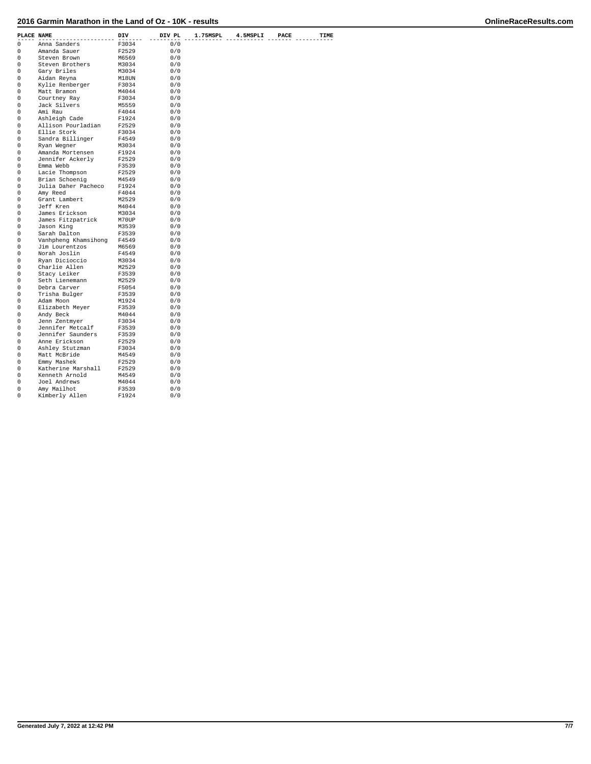# 2016 Garmin Marathon in the Land of Oz - 10K - results

| PLACE | NAME | DIV | DIV PL | 1.75MSPL | 4.5MSPLI | PACE | TIME |
|---|---|---|---|---|---|---|---|
| 0 | Anna Sanders | F3034 | 0/0 | | | | |
| 0 | Amanda Sauer | F2529 | 0/0 | | | | |
| 0 | Steven Brown | M6569 | 0/0 | | | | |
| 0 | Steven Brothers | M3034 | 0/0 | | | | |
| 0 | Gary Briles | M3034 | 0/0 | | | | |
| 0 | Aidan Reyna | M18UN | 0/0 | | | | |
| 0 | Kylie Renberger | F3034 | 0/0 | | | | |
| 0 | Matt Bramon | M4044 | 0/0 | | | | |
| 0 | Courtney Ray | F3034 | 0/0 | | | | |
| 0 | Jack Silvers | M5559 | 0/0 | | | | |
| 0 | Ami Rau | F4044 | 0/0 | | | | |
| 0 | Ashleigh Cade | F1924 | 0/0 | | | | |
| 0 | Allison Pourladian | F2529 | 0/0 | | | | |
| 0 | Ellie Stork | F3034 | 0/0 | | | | |
| 0 | Sandra Billinger | F4549 | 0/0 | | | | |
| 0 | Ryan Wegner | M3034 | 0/0 | | | | |
| 0 | Amanda Mortensen | F1924 | 0/0 | | | | |
| 0 | Jennifer Ackerly | F2529 | 0/0 | | | | |
| 0 | Emma Webb | F3539 | 0/0 | | | | |
| 0 | Lacie Thompson | F2529 | 0/0 | | | | |
| 0 | Brian Schoenig | M4549 | 0/0 | | | | |
| 0 | Julia Daher Pacheco | F1924 | 0/0 | | | | |
| 0 | Amy Reed | F4044 | 0/0 | | | | |
| 0 | Grant Lambert | M2529 | 0/0 | | | | |
| 0 | Jeff Kren | M4044 | 0/0 | | | | |
| 0 | James Erickson | M3034 | 0/0 | | | | |
| 0 | James Fitzpatrick | M70UP | 0/0 | | | | |
| 0 | Jason King | M3539 | 0/0 | | | | |
| 0 | Sarah Dalton | F3539 | 0/0 | | | | |
| 0 | Vanhpheng Khamsihong | F4549 | 0/0 | | | | |
| 0 | Jim Lourentzos | M6569 | 0/0 | | | | |
| 0 | Norah Joslin | F4549 | 0/0 | | | | |
| 0 | Ryan Dicioccio | M3034 | 0/0 | | | | |
| 0 | Charlie Allen | M2529 | 0/0 | | | | |
| 0 | Stacy Leiker | F3539 | 0/0 | | | | |
| 0 | Seth Lienemann | M2529 | 0/0 | | | | |
| 0 | Debra Carver | F5054 | 0/0 | | | | |
| 0 | Trisha Bulger | F3539 | 0/0 | | | | |
| 0 | Adam Moon | M1924 | 0/0 | | | | |
| 0 | Elizabeth Meyer | F3539 | 0/0 | | | | |
| 0 | Andy Beck | M4044 | 0/0 | | | | |
| 0 | Jenn Zentmyer | F3034 | 0/0 | | | | |
| 0 | Jennifer Metcalf | F3539 | 0/0 | | | | |
| 0 | Jennifer Saunders | F3539 | 0/0 | | | | |
| 0 | Anne Erickson | F2529 | 0/0 | | | | |
| 0 | Ashley Stutzman | F3034 | 0/0 | | | | |
| 0 | Matt McBride | M4549 | 0/0 | | | | |
| 0 | Emmy Mashek | F2529 | 0/0 | | | | |
| 0 | Katherine Marshall | F2529 | 0/0 | | | | |
| 0 | Kenneth Arnold | M4549 | 0/0 | | | | |
| 0 | Joel Andrews | M4044 | 0/0 | | | | |
| 0 | Amy Mailhot | F3539 | 0/0 | | | | |
| 0 | Kimberly Allen | F1924 | 0/0 | | | | |

Generated July 7, 2022 at 12:42 PM